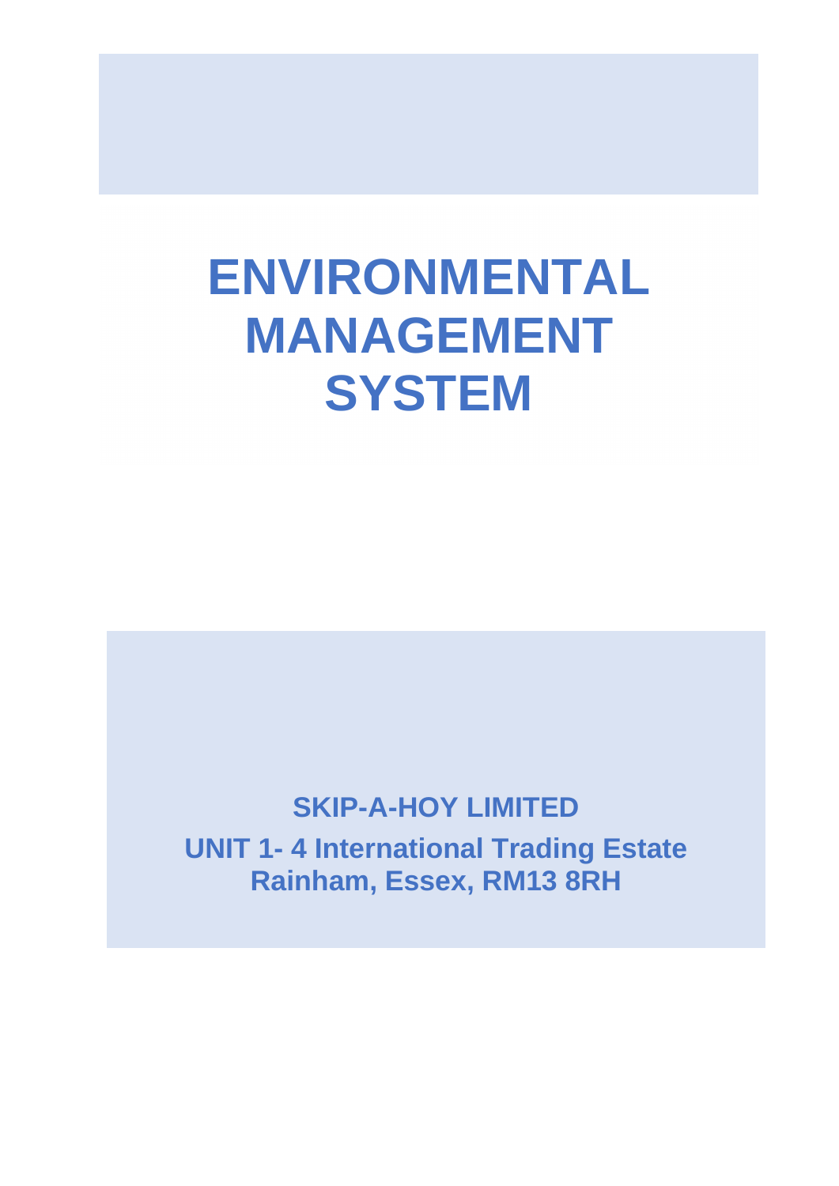# ENVIRONMENTAL MANAGEMENT SYSTEM

**SKIP-A-HOY LIMITED**

**UNIT 1- 4 International Trading Estate**
**Rainham, Essex, RM13 8RH**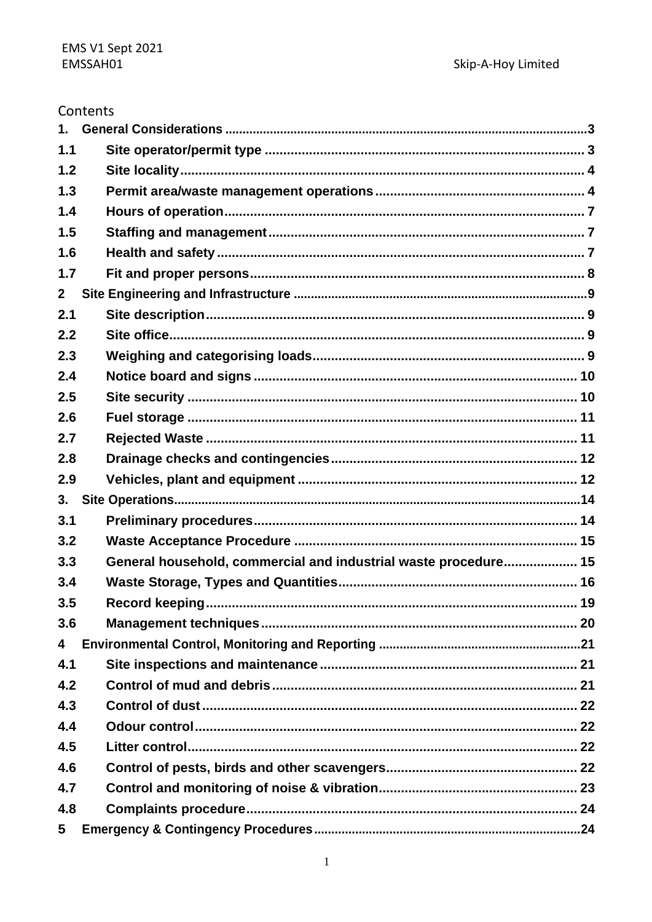Contents

1. General Considerations ....3
   - 1.1 Site operator/permit type ....3
   - 1.2 Site locality ....4
   - 1.3 Permit area/waste management operations ....4
   - 1.4 Hours of operation ....7
   - 1.5 Staffing and management ....7
   - 1.6 Health and safety ....7
   - 1.7 Fit and proper persons ....8
2. Site Engineering and Infrastructure ....9
   - 2.1 Site description ....9
   - 2.2 Site office ....9
   - 2.3 Weighing and categorising loads ....9
   - 2.4 Notice board and signs ....10
   - 2.5 Site security ....10
   - 2.6 Fuel storage ....11
   - 2.7 Rejected Waste ....11
   - 2.8 Drainage checks and contingencies ....12
   - 2.9 Vehicles, plant and equipment ....12
3. Site Operations ....14
   - 3.1 Preliminary procedures ....14
   - 3.2 Waste Acceptance Procedure ....15
   - 3.3 General household, commercial and industrial waste procedure ....15
   - 3.4 Waste Storage, Types and Quantities ....16
   - 3.5 Record keeping ....19
   - 3.6 Management techniques ....20
4. Environmental Control, Monitoring and Reporting ....21
   - 4.1 Site inspections and maintenance ....21
   - 4.2 Control of mud and debris ....21
   - 4.3 Control of dust ....22
   - 4.4 Odour control ....22
   - 4.5 Litter control ....22
   - 4.6 Control of pests, birds and other scavengers ....22
   - 4.7 Control and monitoring of noise & vibration ....23
   - 4.8 Complaints procedure ....24
5. Emergency & Contingency Procedures ....24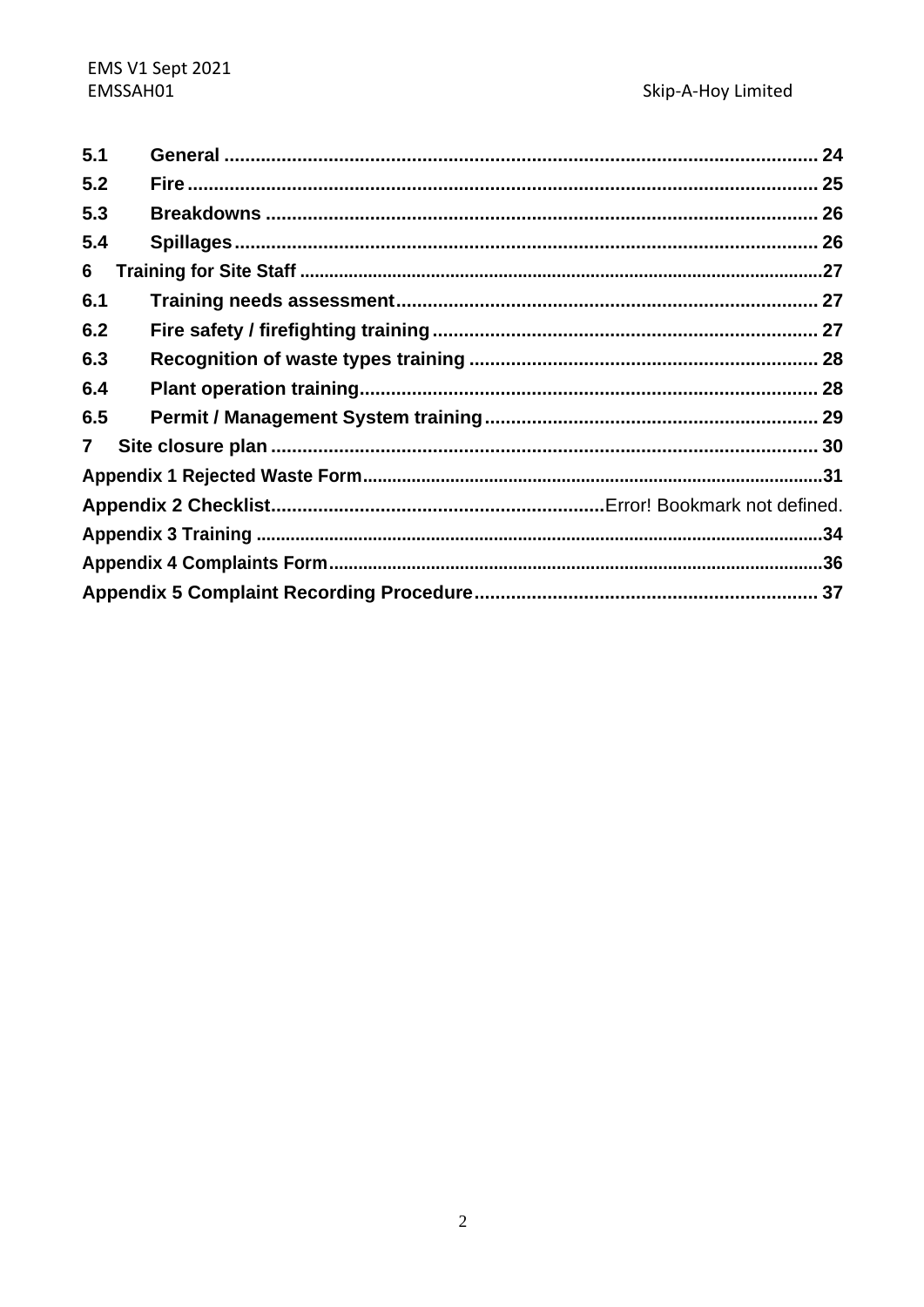| | | |
|---|---|---|
| 5.1 | General | 24 |
| 5.2 | Fire | 25 |
| 5.3 | Breakdowns | 26 |
| 5.4 | Spillages | 26 |
| 6 | Training for Site Staff | 27 |
| 6.1 | Training needs assessment | 27 |
| 6.2 | Fire safety / firefighting training | 27 |
| 6.3 | Recognition of waste types training | 28 |
| 6.4 | Plant operation training | 28 |
| 6.5 | Permit / Management System training | 29 |
| 7 | Site closure plan | 30 |
| | Appendix 1 Rejected Waste Form | 31 |
| | Appendix 2 Checklist | Error! Bookmark not defined. |
| | Appendix 3 Training | 34 |
| | Appendix 4 Complaints Form | 36 |
| | Appendix 5 Complaint Recording Procedure | 37 |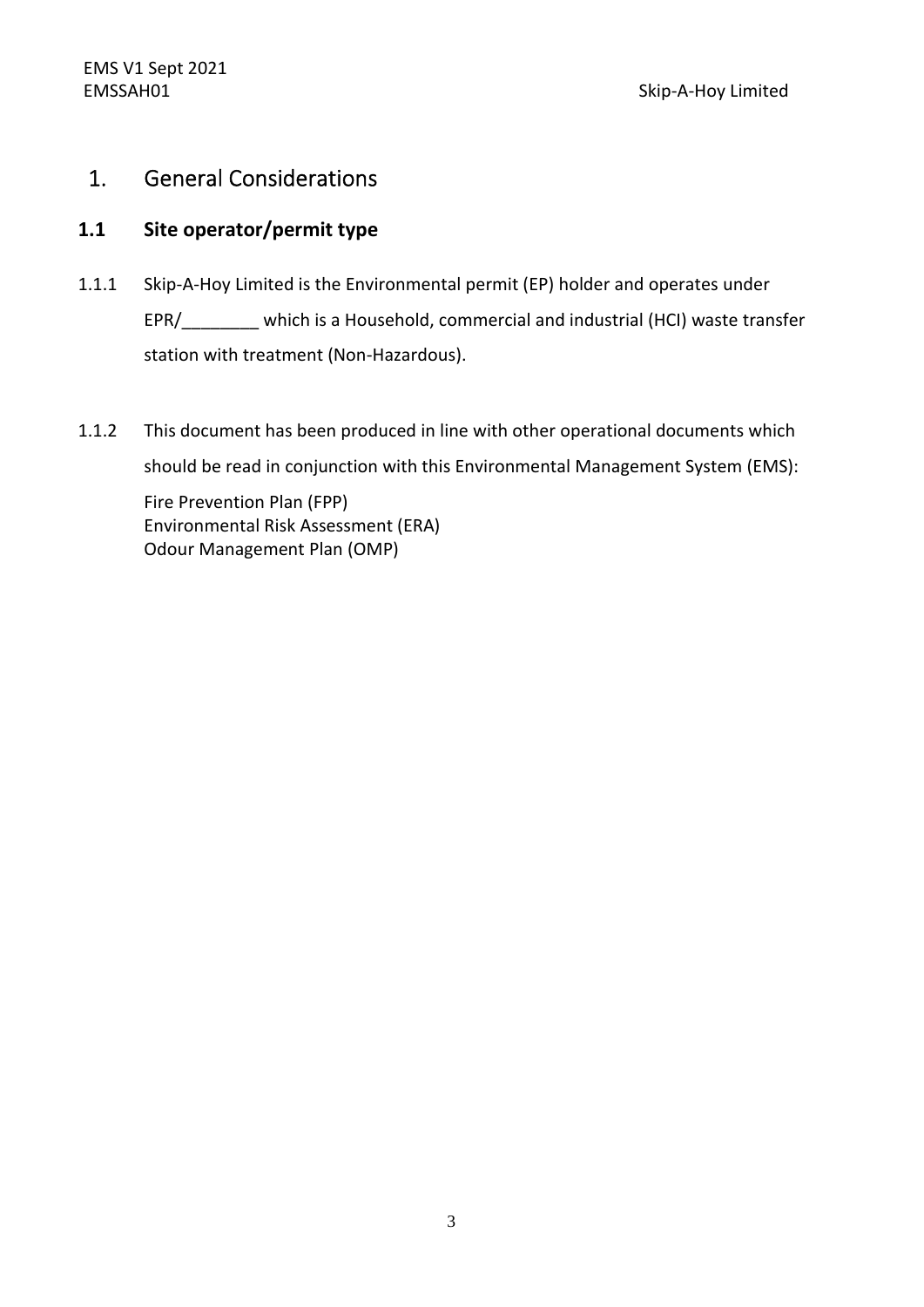# 1. General Considerations

## 1.1 Site operator/permit type

1.1.1 Skip-A-Hoy Limited is the Environmental permit (EP) holder and operates under EPR/________ which is a Household, commercial and industrial (HCI) waste transfer station with treatment (Non-Hazardous).

1.1.2 This document has been produced in line with other operational documents which should be read in conjunction with this Environmental Management System (EMS):

Fire Prevention Plan (FPP)
Environmental Risk Assessment (ERA)
Odour Management Plan (OMP)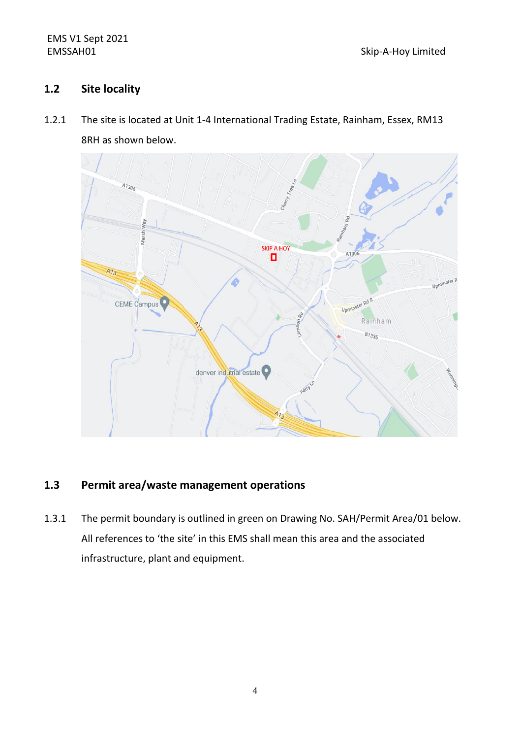## 1.2 Site locality

1.2.1 The site is located at Unit 1-4 International Trading Estate, Rainham, Essex, RM13 8RH as shown below.

## 1.3 Permit area/waste management operations

1.3.1 The permit boundary is outlined in green on Drawing No. SAH/Permit Area/01 below. All references to 'the site' in this EMS shall mean this area and the associated infrastructure, plant and equipment.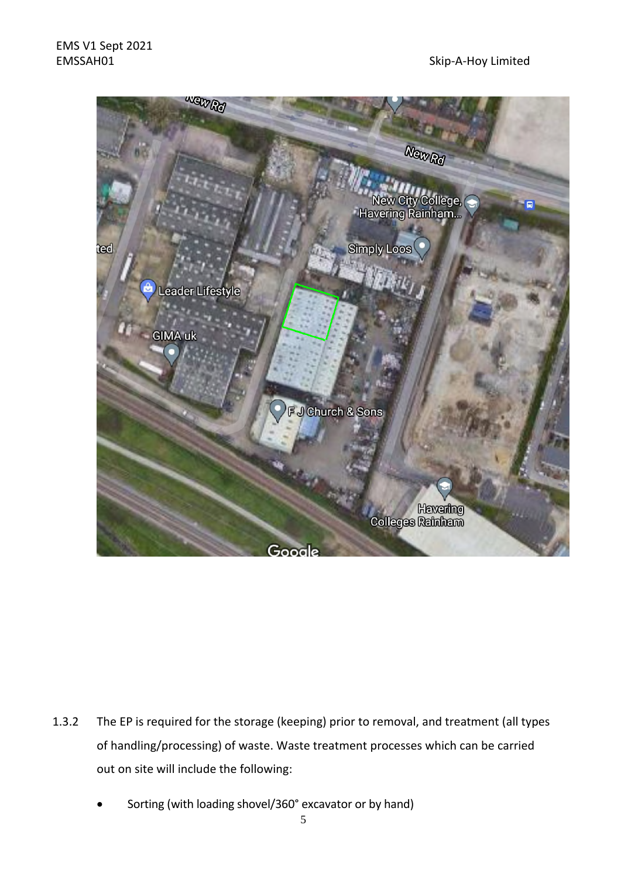1.3.2 The EP is required for the storage (keeping) prior to removal, and treatment (all types of handling/processing) of waste. Waste treatment processes which can be carried out on site will include the following:

- Sorting (with loading shovel/360° excavator or by hand)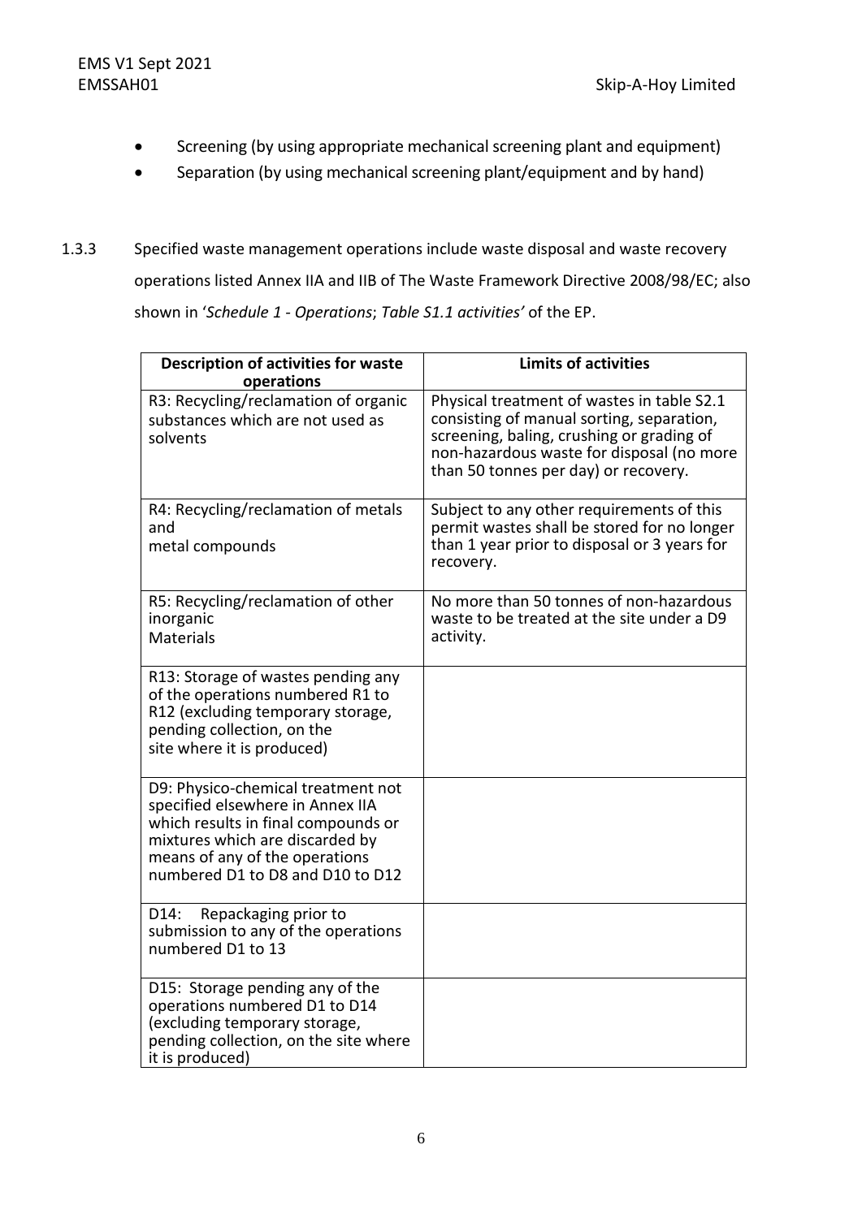- Screening (by using appropriate mechanical screening plant and equipment)
- Separation (by using mechanical screening plant/equipment and by hand)

1.3.3 Specified waste management operations include waste disposal and waste recovery operations listed Annex IIA and IIB of The Waste Framework Directive 2008/98/EC; also shown in '*Schedule 1 - Operations*; *Table S1.1 activities'* of the EP.

| Description of activities for waste operations | Limits of activities |
|---|---|
| R3: Recycling/reclamation of organic substances which are not used as solvents | Physical treatment of wastes in table S2.1 consisting of manual sorting, separation, screening, baling, crushing or grading of non-hazardous waste for disposal (no more than 50 tonnes per day) or recovery. |
| R4: Recycling/reclamation of metals and metal compounds | Subject to any other requirements of this permit wastes shall be stored for no longer than 1 year prior to disposal or 3 years for recovery. |
| R5: Recycling/reclamation of other inorganic Materials | No more than 50 tonnes of non-hazardous waste to be treated at the site under a D9 activity. |
| R13: Storage of wastes pending any of the operations numbered R1 to R12 (excluding temporary storage, pending collection, on the site where it is produced) | |
| D9: Physico-chemical treatment not specified elsewhere in Annex IIA which results in final compounds or mixtures which are discarded by means of any of the operations numbered D1 to D8 and D10 to D12 | |
| D14: Repackaging prior to submission to any of the operations numbered D1 to 13 | |
| D15: Storage pending any of the operations numbered D1 to D14 (excluding temporary storage, pending collection, on the site where it is produced) | |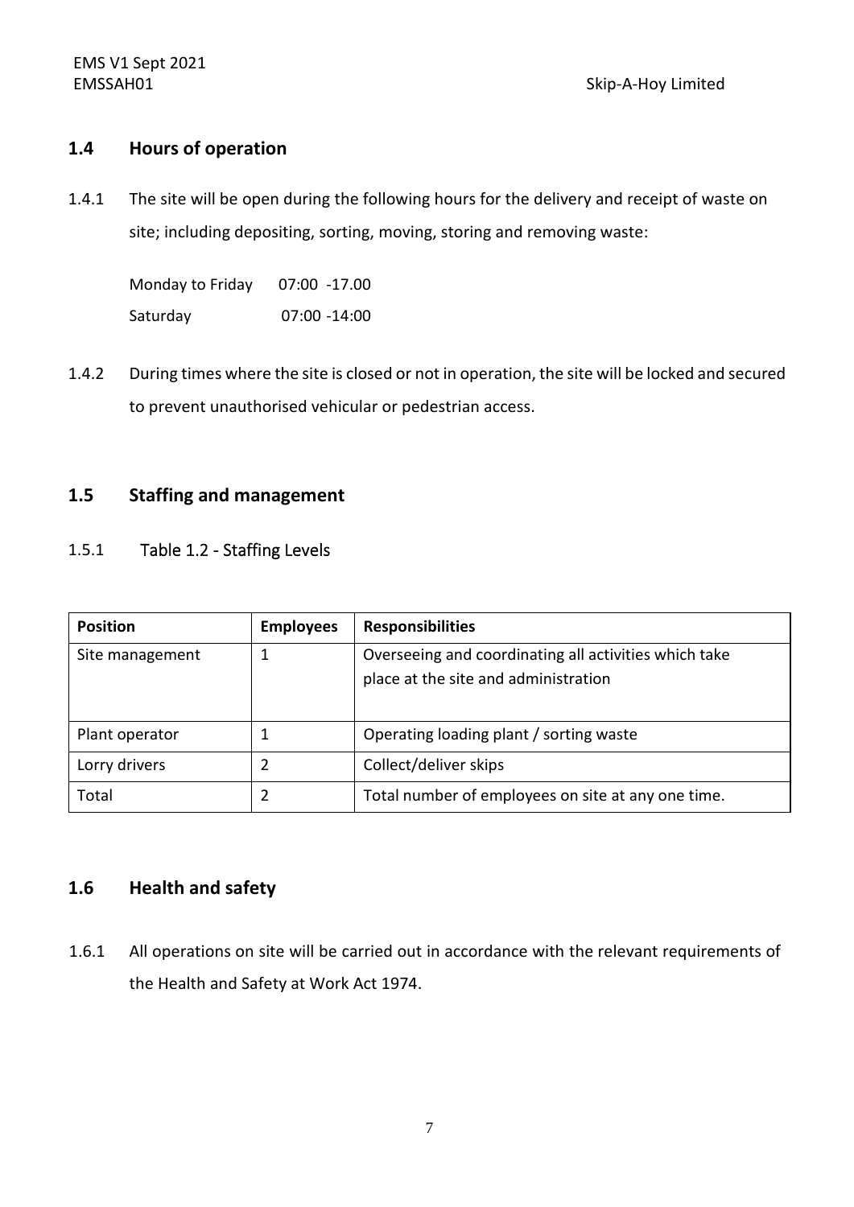## 1.4 Hours of operation

1.4.1 The site will be open during the following hours for the delivery and receipt of waste on site; including depositing, sorting, moving, storing and removing waste:

Monday to Friday 07:00 -17.00

Saturday 07:00 -14:00

1.4.2 During times where the site is closed or not in operation, the site will be locked and secured to prevent unauthorised vehicular or pedestrian access.

## 1.5 Staffing and management

1.5.1 Table 1.2 - Staffing Levels

| Position | Employees | Responsibilities |
|---|---|---|
| Site management | 1 | Overseeing and coordinating all activities which take place at the site and administration |
| Plant operator | 1 | Operating loading plant / sorting waste |
| Lorry drivers | 2 | Collect/deliver skips |
| Total | 2 | Total number of employees on site at any one time. |

## 1.6 Health and safety

1.6.1 All operations on site will be carried out in accordance with the relevant requirements of the Health and Safety at Work Act 1974.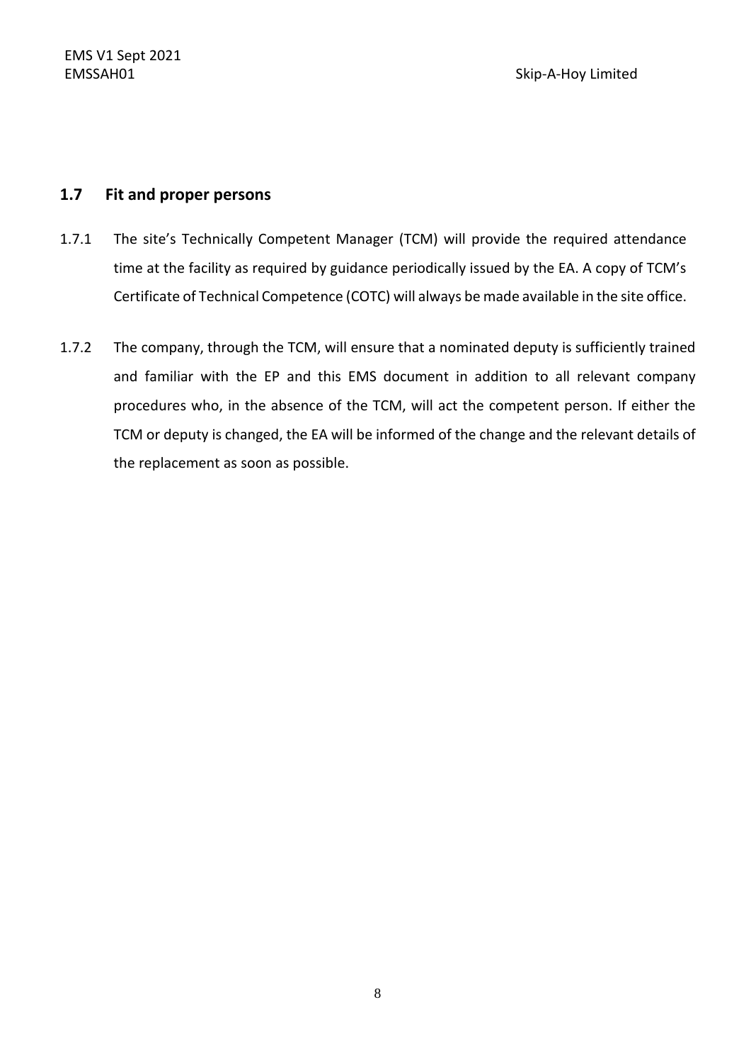## 1.7 Fit and proper persons

1.7.1 The site's Technically Competent Manager (TCM) will provide the required attendance time at the facility as required by guidance periodically issued by the EA. A copy of TCM's Certificate of Technical Competence (COTC) will always be made available in the site office.

1.7.2 The company, through the TCM, will ensure that a nominated deputy is sufficiently trained and familiar with the EP and this EMS document in addition to all relevant company procedures who, in the absence of the TCM, will act the competent person. If either the TCM or deputy is changed, the EA will be informed of the change and the relevant details of the replacement as soon as possible.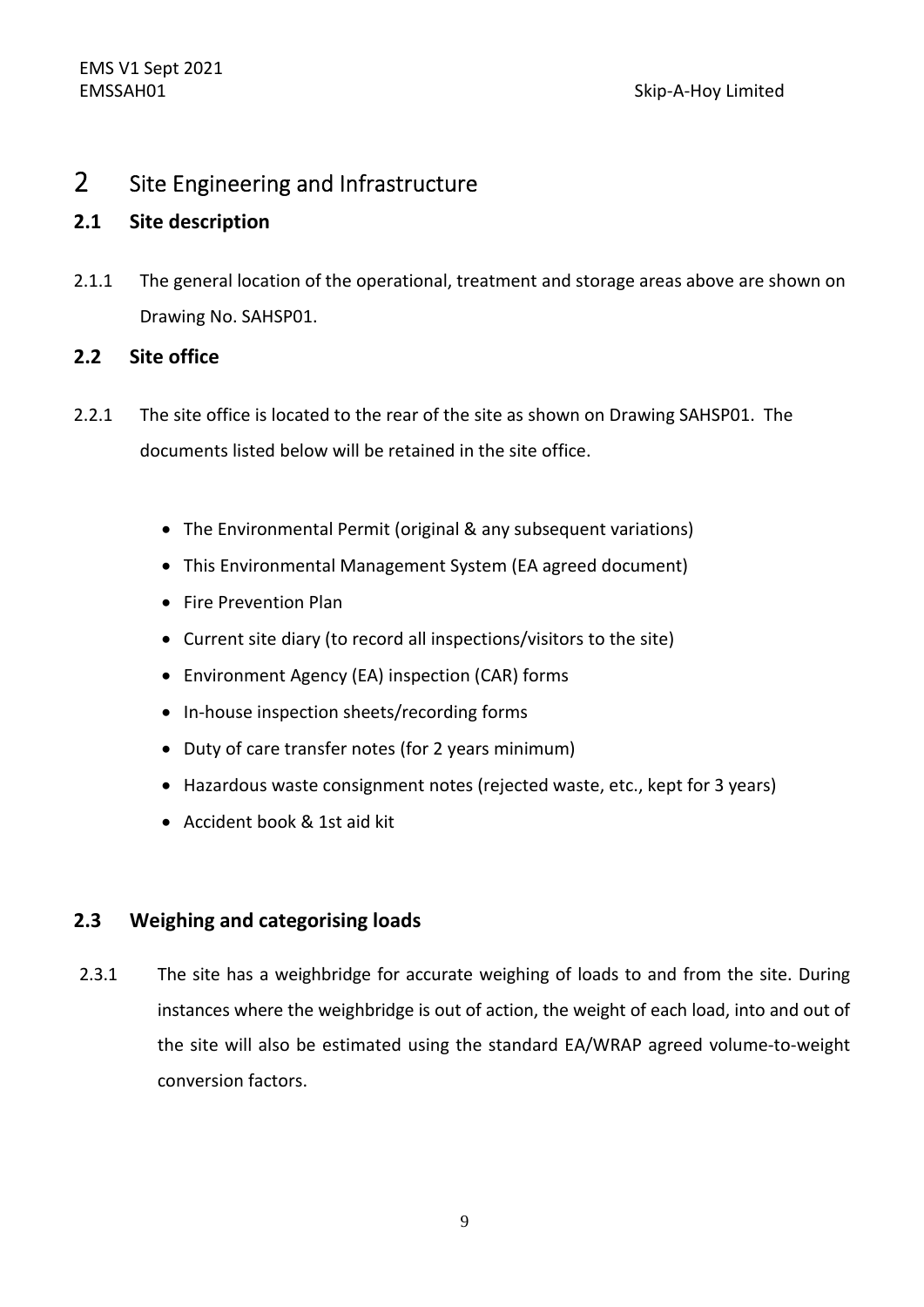# 2 Site Engineering and Infrastructure

## 2.1 Site description

2.1.1 The general location of the operational, treatment and storage areas above are shown on Drawing No. SAHSP01.

## 2.2 Site office

2.2.1 The site office is located to the rear of the site as shown on Drawing SAHSP01. The documents listed below will be retained in the site office.

- The Environmental Permit (original & any subsequent variations)
- This Environmental Management System (EA agreed document)
- Fire Prevention Plan
- Current site diary (to record all inspections/visitors to the site)
- Environment Agency (EA) inspection (CAR) forms
- In-house inspection sheets/recording forms
- Duty of care transfer notes (for 2 years minimum)
- Hazardous waste consignment notes (rejected waste, etc., kept for 3 years)
- Accident book & 1st aid kit

## 2.3 Weighing and categorising loads

2.3.1 The site has a weighbridge for accurate weighing of loads to and from the site. During instances where the weighbridge is out of action, the weight of each load, into and out of the site will also be estimated using the standard EA/WRAP agreed volume-to-weight conversion factors.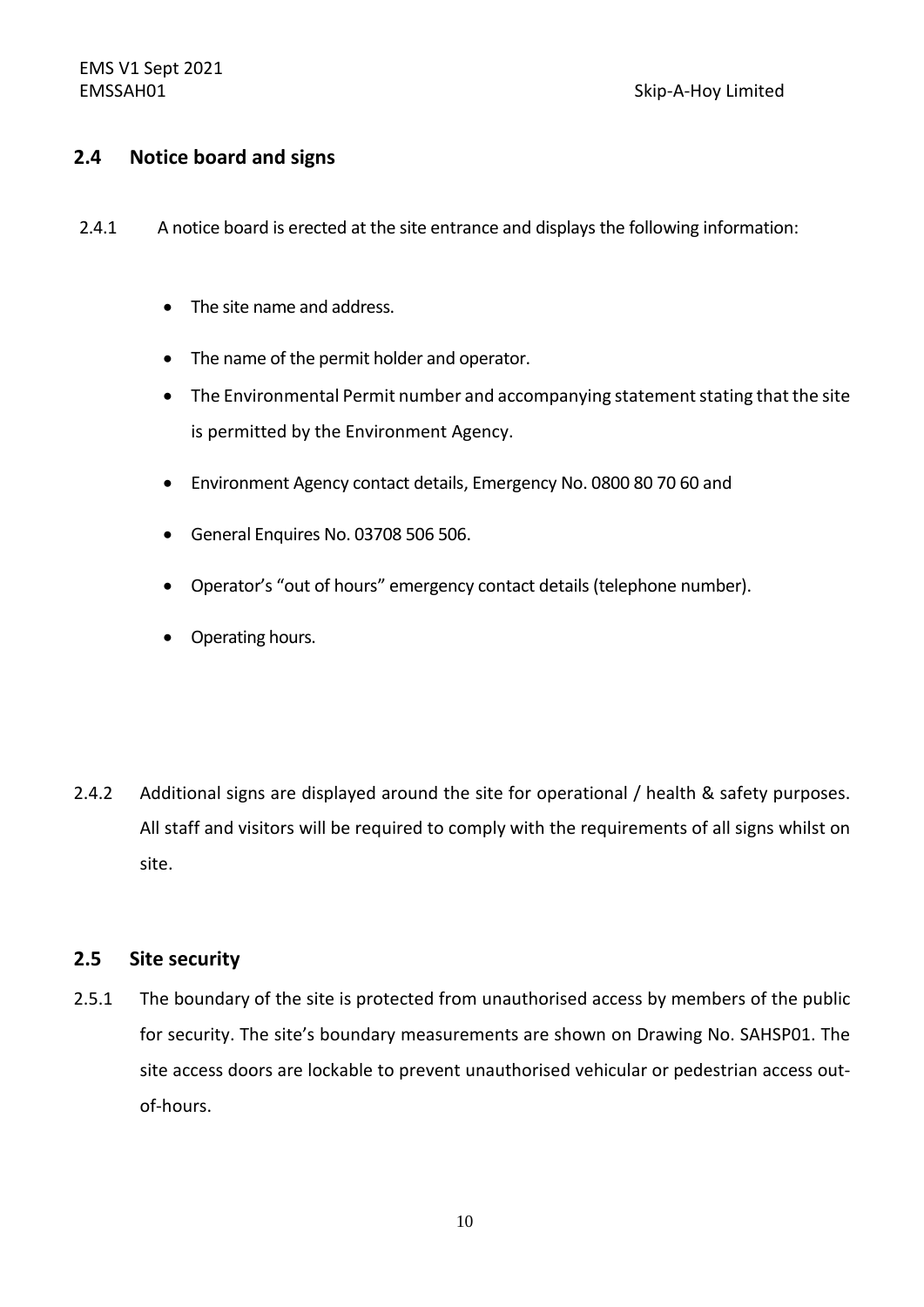## 2.4 Notice board and signs

2.4.1 A notice board is erected at the site entrance and displays the following information:

- The site name and address.
- The name of the permit holder and operator.
- The Environmental Permit number and accompanying statement stating that the site is permitted by the Environment Agency.
- Environment Agency contact details, Emergency No. 0800 80 70 60 and
- General Enquires No. 03708 506 506.
- Operator's "out of hours" emergency contact details (telephone number).
- Operating hours.

2.4.2 Additional signs are displayed around the site for operational / health & safety purposes. All staff and visitors will be required to comply with the requirements of all signs whilst on site.

## 2.5 Site security

2.5.1 The boundary of the site is protected from unauthorised access by members of the public for security. The site's boundary measurements are shown on Drawing No. SAHSP01. The site access doors are lockable to prevent unauthorised vehicular or pedestrian access out-of-hours.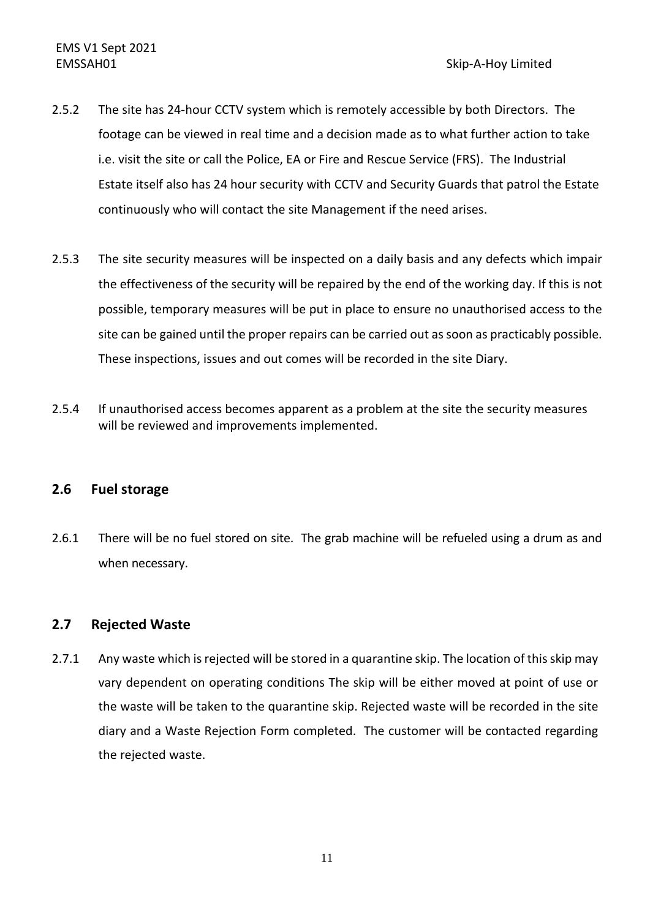2.5.2 The site has 24-hour CCTV system which is remotely accessible by both Directors. The footage can be viewed in real time and a decision made as to what further action to take i.e. visit the site or call the Police, EA or Fire and Rescue Service (FRS). The Industrial Estate itself also has 24 hour security with CCTV and Security Guards that patrol the Estate continuously who will contact the site Management if the need arises.

2.5.3 The site security measures will be inspected on a daily basis and any defects which impair the effectiveness of the security will be repaired by the end of the working day. If this is not possible, temporary measures will be put in place to ensure no unauthorised access to the site can be gained until the proper repairs can be carried out as soon as practicably possible. These inspections, issues and out comes will be recorded in the site Diary.

2.5.4 If unauthorised access becomes apparent as a problem at the site the security measures will be reviewed and improvements implemented.

## 2.6 Fuel storage

2.6.1 There will be no fuel stored on site. The grab machine will be refueled using a drum as and when necessary.

## 2.7 Rejected Waste

2.7.1 Any waste which is rejected will be stored in a quarantine skip. The location of this skip may vary dependent on operating conditions The skip will be either moved at point of use or the waste will be taken to the quarantine skip. Rejected waste will be recorded in the site diary and a Waste Rejection Form completed. The customer will be contacted regarding the rejected waste.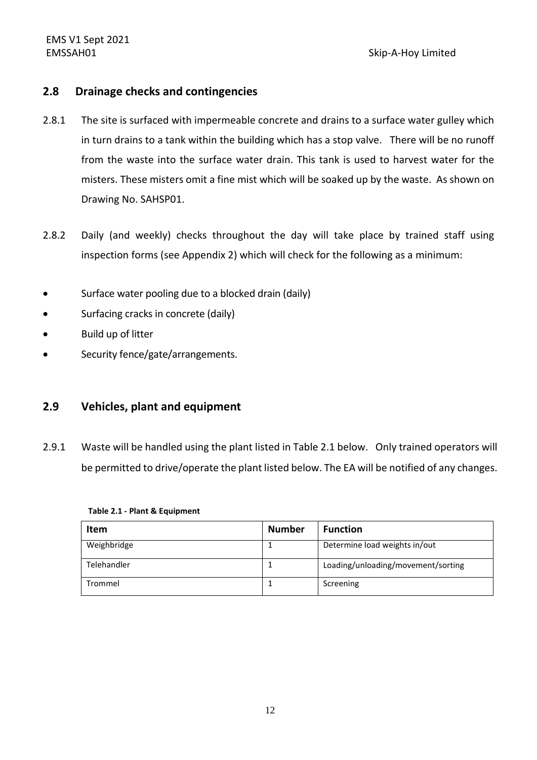## 2.8 Drainage checks and contingencies

2.8.1 The site is surfaced with impermeable concrete and drains to a surface water gulley which in turn drains to a tank within the building which has a stop valve. There will be no runoff from the waste into the surface water drain. This tank is used to harvest water for the misters. These misters omit a fine mist which will be soaked up by the waste. As shown on Drawing No. SAHSP01.

2.8.2 Daily (and weekly) checks throughout the day will take place by trained staff using inspection forms (see Appendix 2) which will check for the following as a minimum:

- Surface water pooling due to a blocked drain (daily)
- Surfacing cracks in concrete (daily)
- Build up of litter
- Security fence/gate/arrangements.

## 2.9 Vehicles, plant and equipment

2.9.1 Waste will be handled using the plant listed in Table 2.1 below. Only trained operators will be permitted to drive/operate the plant listed below. The EA will be notified of any changes.

**Table 2.1 - Plant & Equipment**

| Item | Number | Function |
|---|---|---|
| Weighbridge | 1 | Determine load weights in/out |
| Telehandler | 1 | Loading/unloading/movement/sorting |
| Trommel | 1 | Screening |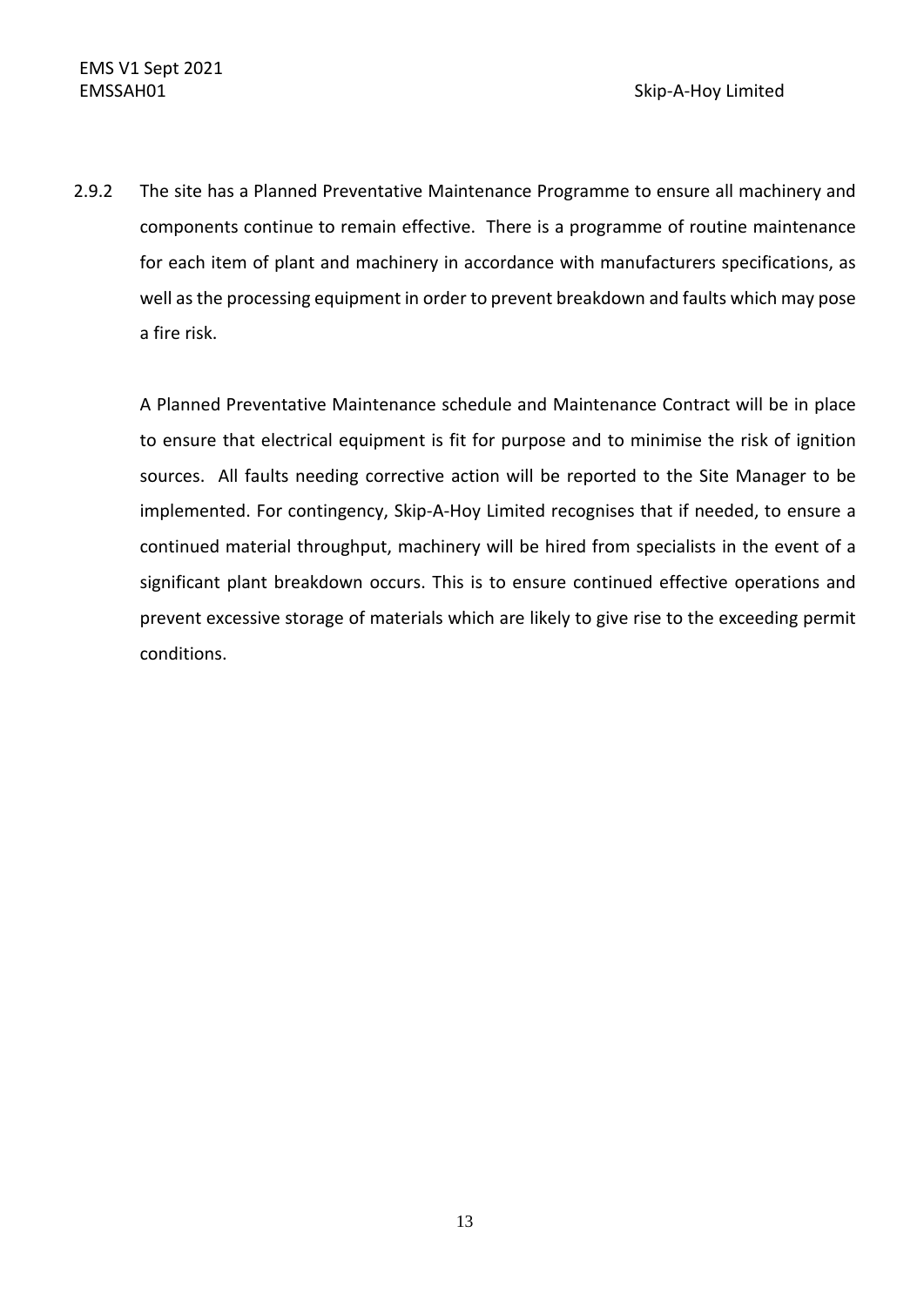2.9.2 The site has a Planned Preventative Maintenance Programme to ensure all machinery and components continue to remain effective. There is a programme of routine maintenance for each item of plant and machinery in accordance with manufacturers specifications, as well as the processing equipment in order to prevent breakdown and faults which may pose a fire risk.

A Planned Preventative Maintenance schedule and Maintenance Contract will be in place to ensure that electrical equipment is fit for purpose and to minimise the risk of ignition sources. All faults needing corrective action will be reported to the Site Manager to be implemented. For contingency, Skip-A-Hoy Limited recognises that if needed, to ensure a continued material throughput, machinery will be hired from specialists in the event of a significant plant breakdown occurs. This is to ensure continued effective operations and prevent excessive storage of materials which are likely to give rise to the exceeding permit conditions.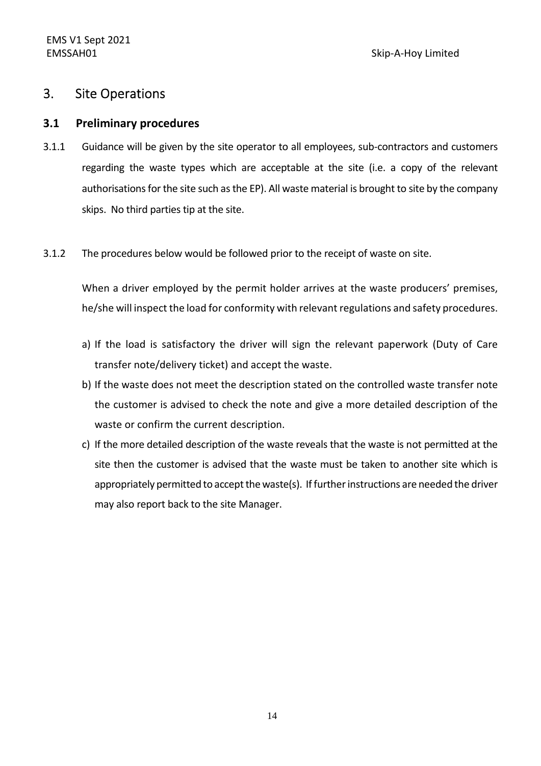## 3. Site Operations

### 3.1 Preliminary procedures

3.1.1 Guidance will be given by the site operator to all employees, sub-contractors and customers regarding the waste types which are acceptable at the site (i.e. a copy of the relevant authorisations for the site such as the EP). All waste material is brought to site by the company skips. No third parties tip at the site.

3.1.2 The procedures below would be followed prior to the receipt of waste on site.

When a driver employed by the permit holder arrives at the waste producers' premises, he/she will inspect the load for conformity with relevant regulations and safety procedures.

a) If the load is satisfactory the driver will sign the relevant paperwork (Duty of Care transfer note/delivery ticket) and accept the waste.
b) If the waste does not meet the description stated on the controlled waste transfer note the customer is advised to check the note and give a more detailed description of the waste or confirm the current description.
c) If the more detailed description of the waste reveals that the waste is not permitted at the site then the customer is advised that the waste must be taken to another site which is appropriately permitted to accept the waste(s). If further instructions are needed the driver may also report back to the site Manager.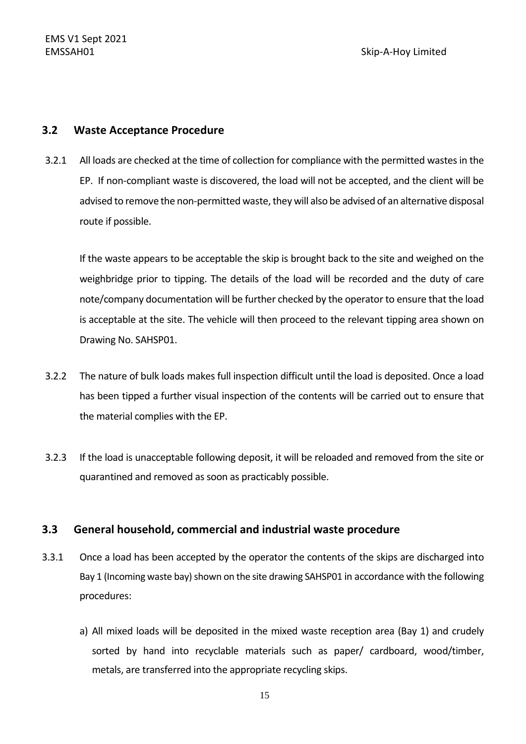## 3.2 Waste Acceptance Procedure

3.2.1 All loads are checked at the time of collection for compliance with the permitted wastes in the EP. If non-compliant waste is discovered, the load will not be accepted, and the client will be advised to remove the non-permitted waste, they will also be advised of an alternative disposal route if possible.

If the waste appears to be acceptable the skip is brought back to the site and weighed on the weighbridge prior to tipping. The details of the load will be recorded and the duty of care note/company documentation will be further checked by the operator to ensure that the load is acceptable at the site. The vehicle will then proceed to the relevant tipping area shown on Drawing No. SAHSP01.

3.2.2 The nature of bulk loads makes full inspection difficult until the load is deposited. Once a load has been tipped a further visual inspection of the contents will be carried out to ensure that the material complies with the EP.

3.2.3 If the load is unacceptable following deposit, it will be reloaded and removed from the site or quarantined and removed as soon as practicably possible.

## 3.3 General household, commercial and industrial waste procedure

3.3.1 Once a load has been accepted by the operator the contents of the skips are discharged into Bay 1 (Incoming waste bay) shown on the site drawing SAHSP01 in accordance with the following procedures:

a) All mixed loads will be deposited in the mixed waste reception area (Bay 1) and crudely sorted by hand into recyclable materials such as paper/ cardboard, wood/timber, metals, are transferred into the appropriate recycling skips.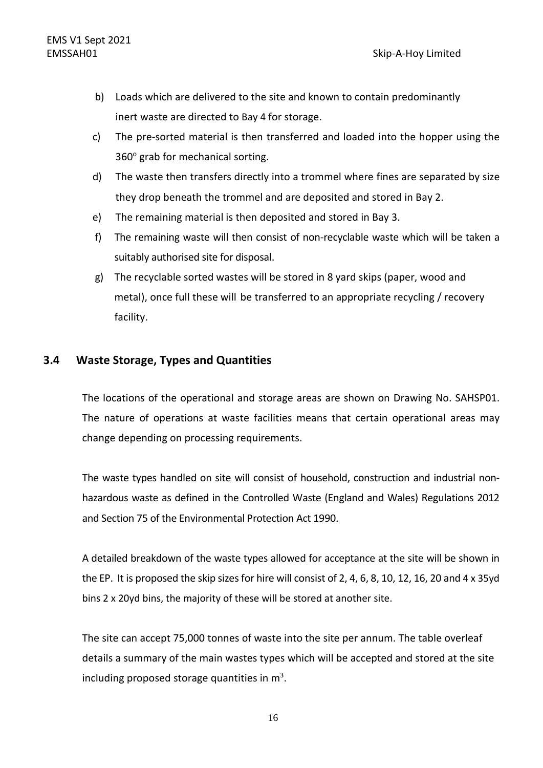b) Loads which are delivered to the site and known to contain predominantly inert waste are directed to Bay 4 for storage.

c) The pre-sorted material is then transferred and loaded into the hopper using the 360° grab for mechanical sorting.

d) The waste then transfers directly into a trommel where fines are separated by size they drop beneath the trommel and are deposited and stored in Bay 2.

e) The remaining material is then deposited and stored in Bay 3.

f) The remaining waste will then consist of non-recyclable waste which will be taken a suitably authorised site for disposal.

g) The recyclable sorted wastes will be stored in 8 yard skips (paper, wood and metal), once full these will be transferred to an appropriate recycling / recovery facility.

## 3.4 Waste Storage, Types and Quantities

The locations of the operational and storage areas are shown on Drawing No. SAHSP01. The nature of operations at waste facilities means that certain operational areas may change depending on processing requirements.

The waste types handled on site will consist of household, construction and industrial non-hazardous waste as defined in the Controlled Waste (England and Wales) Regulations 2012 and Section 75 of the Environmental Protection Act 1990.

A detailed breakdown of the waste types allowed for acceptance at the site will be shown in the EP. It is proposed the skip sizes for hire will consist of 2, 4, 6, 8, 10, 12, 16, 20 and 4 x 35yd bins 2 x 20yd bins, the majority of these will be stored at another site.

The site can accept 75,000 tonnes of waste into the site per annum. The table overleaf details a summary of the main wastes types which will be accepted and stored at the site including proposed storage quantities in m$^3$.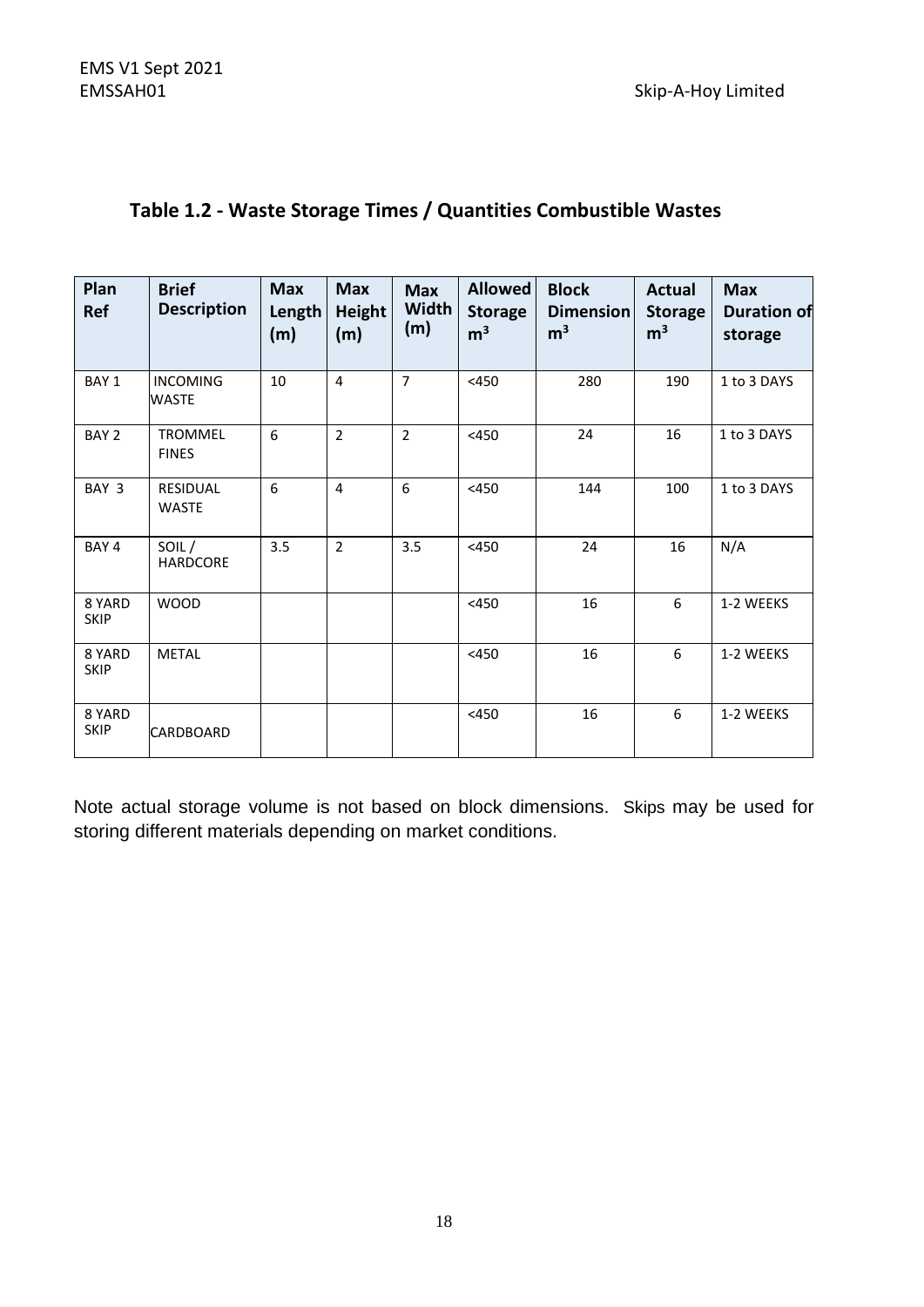## Table 1.2 - Waste Storage Times / Quantities Combustible Wastes

| Plan Ref | Brief Description | Max Length (m) | Max Height (m) | Max Width (m) | Allowed Storage m³ | Block Dimension m³ | Actual Storage m³ | Max Duration of storage |
|---|---|---|---|---|---|---|---|---|
| BAY 1 | INCOMING WASTE | 10 | 4 | 7 | <450 | 280 | 190 | 1 to 3 DAYS |
| BAY 2 | TROMMEL FINES | 6 | 2 | 2 | <450 | 24 | 16 | 1 to 3 DAYS |
| BAY 3 | RESIDUAL WASTE | 6 | 4 | 6 | <450 | 144 | 100 | 1 to 3 DAYS |
| BAY 4 | SOIL / HARDCORE | 3.5 | 2 | 3.5 | <450 | 24 | 16 | N/A |
| 8 YARD SKIP | WOOD | | | | <450 | 16 | 6 | 1-2 WEEKS |
| 8 YARD SKIP | METAL | | | | <450 | 16 | 6 | 1-2 WEEKS |
| 8 YARD SKIP | CARDBOARD | | | | <450 | 16 | 6 | 1-2 WEEKS |

Note actual storage volume is not based on block dimensions. Skips may be used for storing different materials depending on market conditions.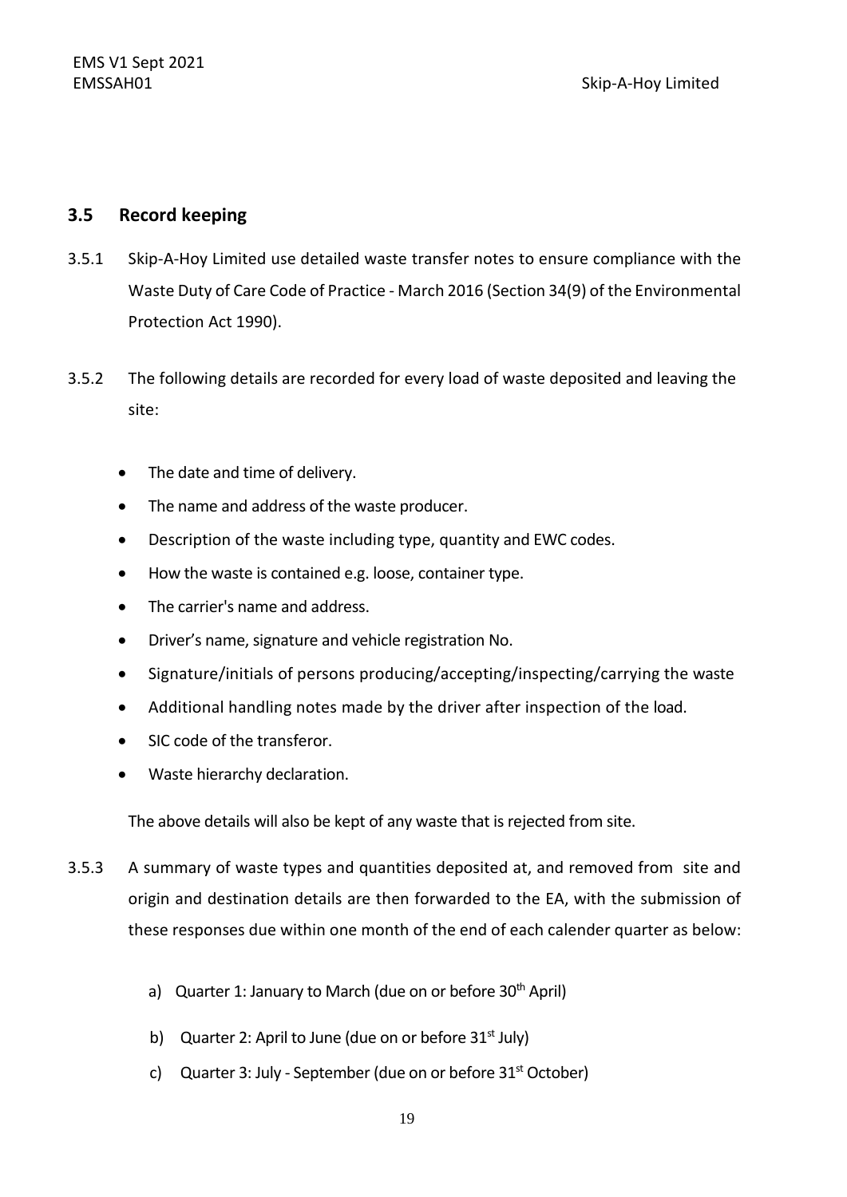## 3.5 Record keeping

3.5.1 Skip-A-Hoy Limited use detailed waste transfer notes to ensure compliance with the Waste Duty of Care Code of Practice - March 2016 (Section 34(9) of the Environmental Protection Act 1990).

3.5.2 The following details are recorded for every load of waste deposited and leaving the site:

- The date and time of delivery.
- The name and address of the waste producer.
- Description of the waste including type, quantity and EWC codes.
- How the waste is contained e.g. loose, container type.
- The carrier's name and address.
- Driver's name, signature and vehicle registration No.
- Signature/initials of persons producing/accepting/inspecting/carrying the waste
- Additional handling notes made by the driver after inspection of the load.
- SIC code of the transferor.
- Waste hierarchy declaration.

The above details will also be kept of any waste that is rejected from site.

3.5.3 A summary of waste types and quantities deposited at, and removed from site and origin and destination details are then forwarded to the EA, with the submission of these responses due within one month of the end of each calender quarter as below:

a) Quarter 1: January to March (due on or before 30th April)

b) Quarter 2: April to June (due on or before 31st July)

c) Quarter 3: July - September (due on or before 31st October)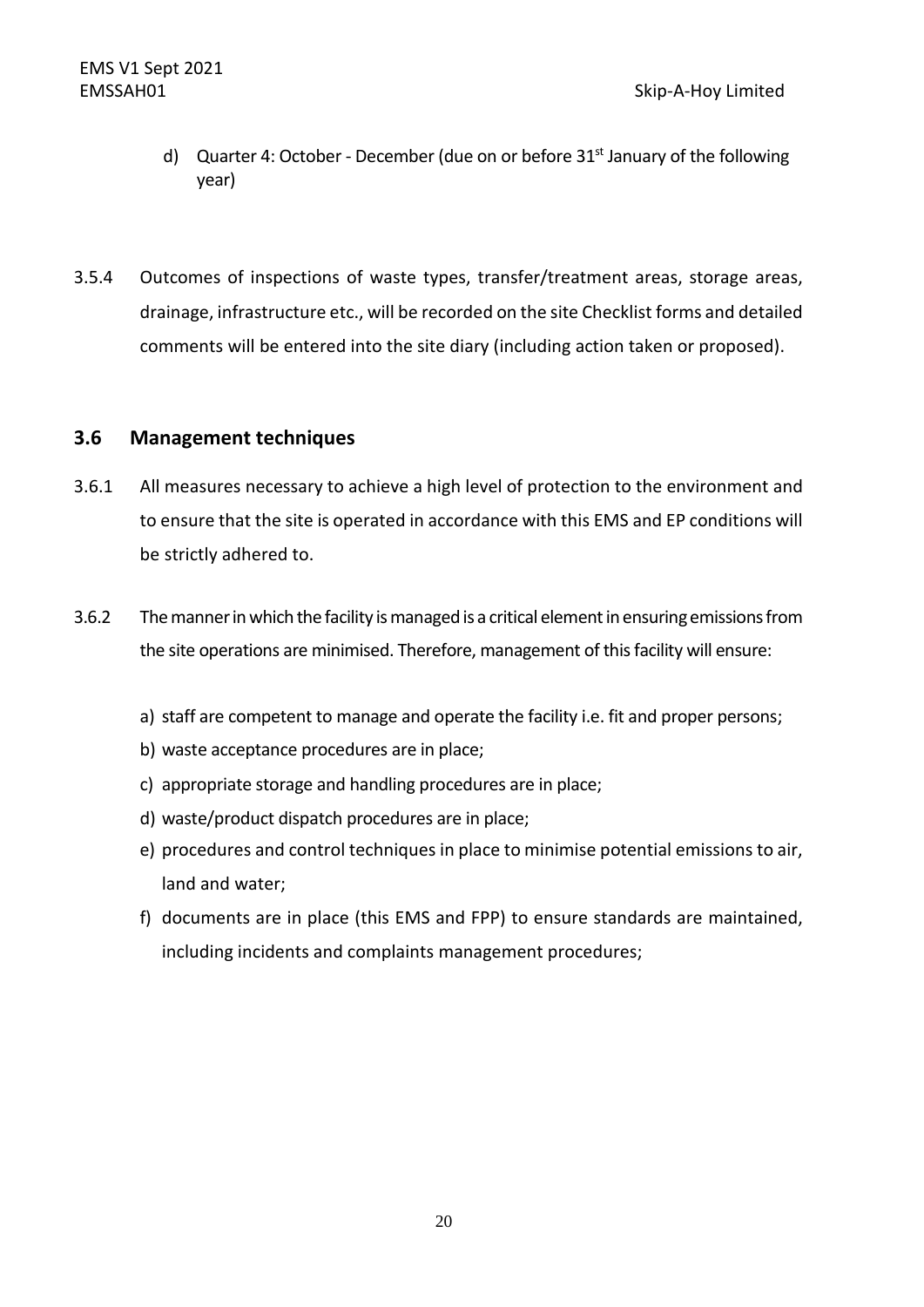d) Quarter 4: October - December (due on or before 31st January of the following year)

3.5.4 Outcomes of inspections of waste types, transfer/treatment areas, storage areas, drainage, infrastructure etc., will be recorded on the site Checklist forms and detailed comments will be entered into the site diary (including action taken or proposed).

## 3.6 Management techniques

3.6.1 All measures necessary to achieve a high level of protection to the environment and to ensure that the site is operated in accordance with this EMS and EP conditions will be strictly adhered to.

3.6.2 The manner in which the facility is managed is a critical element in ensuring emissions from the site operations are minimised. Therefore, management of this facility will ensure:

a) staff are competent to manage and operate the facility i.e. fit and proper persons;
b) waste acceptance procedures are in place;
c) appropriate storage and handling procedures are in place;
d) waste/product dispatch procedures are in place;
e) procedures and control techniques in place to minimise potential emissions to air, land and water;
f) documents are in place (this EMS and FPP) to ensure standards are maintained, including incidents and complaints management procedures;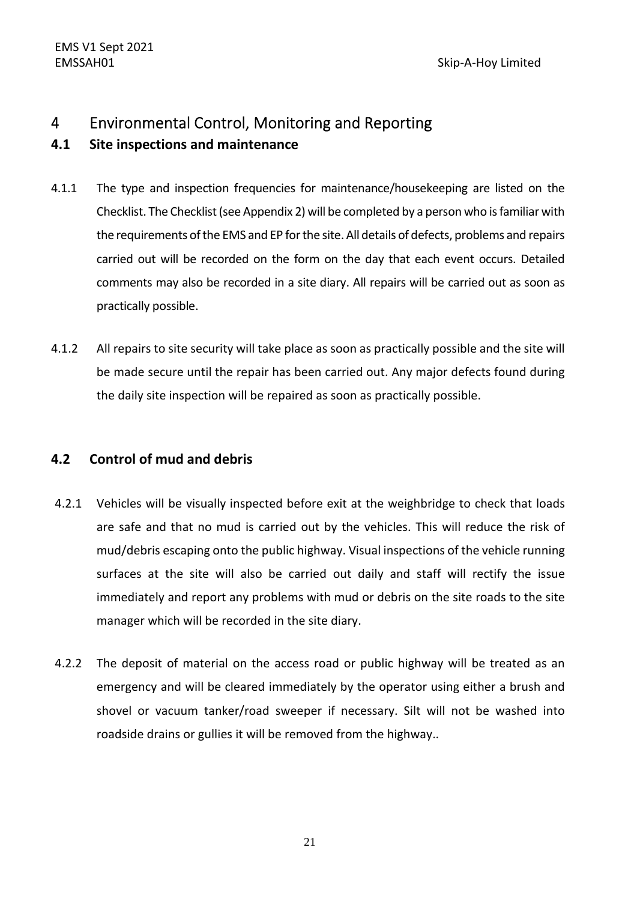# 4 Environmental Control, Monitoring and Reporting

## 4.1 Site inspections and maintenance

4.1.1 The type and inspection frequencies for maintenance/housekeeping are listed on the Checklist. The Checklist (see Appendix 2) will be completed by a person who is familiar with the requirements of the EMS and EP for the site. All details of defects, problems and repairs carried out will be recorded on the form on the day that each event occurs. Detailed comments may also be recorded in a site diary. All repairs will be carried out as soon as practically possible.

4.1.2 All repairs to site security will take place as soon as practically possible and the site will be made secure until the repair has been carried out. Any major defects found during the daily site inspection will be repaired as soon as practically possible.

## 4.2 Control of mud and debris

4.2.1 Vehicles will be visually inspected before exit at the weighbridge to check that loads are safe and that no mud is carried out by the vehicles. This will reduce the risk of mud/debris escaping onto the public highway. Visual inspections of the vehicle running surfaces at the site will also be carried out daily and staff will rectify the issue immediately and report any problems with mud or debris on the site roads to the site manager which will be recorded in the site diary.

4.2.2 The deposit of material on the access road or public highway will be treated as an emergency and will be cleared immediately by the operator using either a brush and shovel or vacuum tanker/road sweeper if necessary. Silt will not be washed into roadside drains or gullies it will be removed from the highway..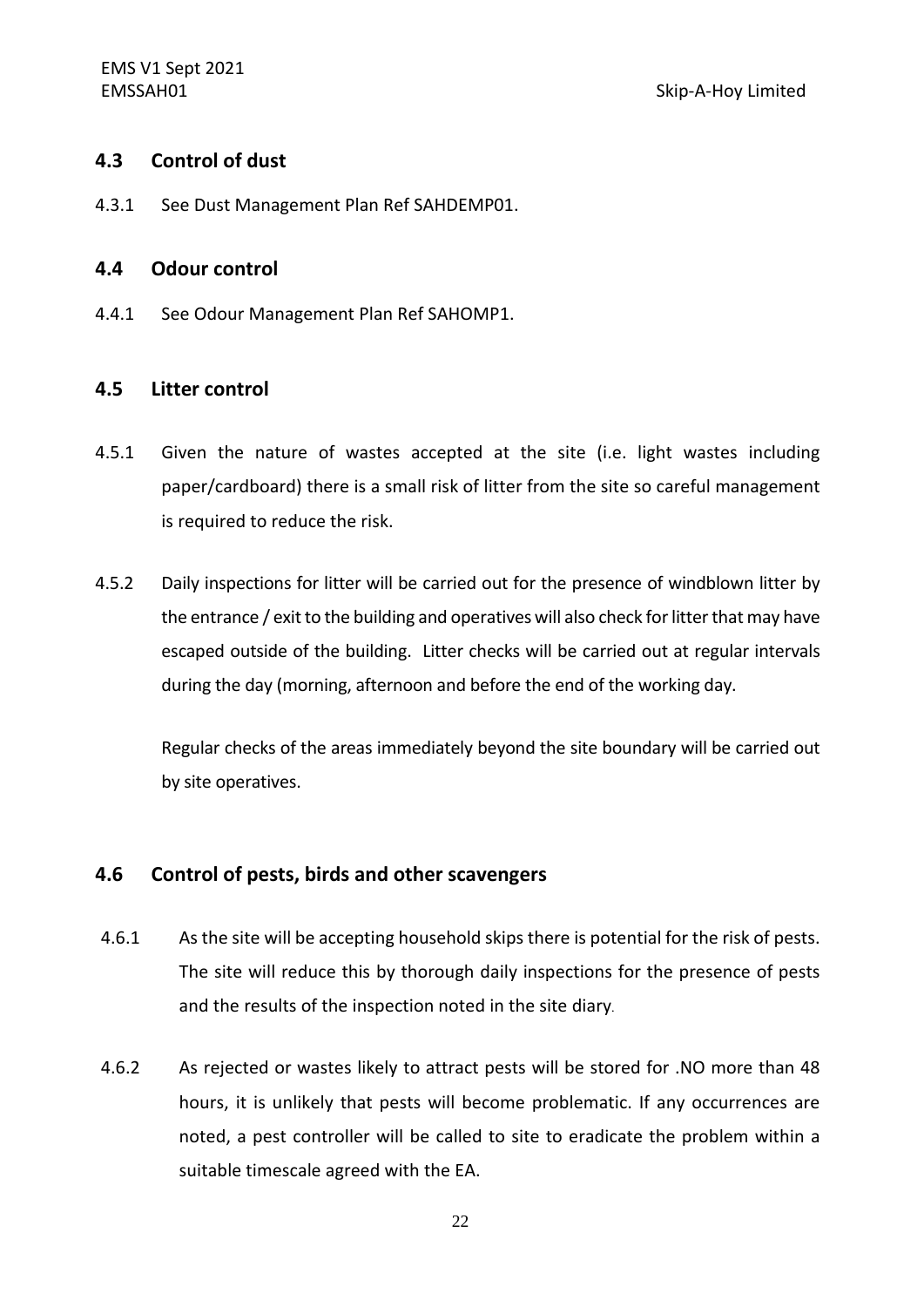## 4.3 Control of dust

4.3.1 See Dust Management Plan Ref SAHDEMP01.

## 4.4 Odour control

4.4.1 See Odour Management Plan Ref SAHOMP1.

## 4.5 Litter control

4.5.1 Given the nature of wastes accepted at the site (i.e. light wastes including paper/cardboard) there is a small risk of litter from the site so careful management is required to reduce the risk.

4.5.2 Daily inspections for litter will be carried out for the presence of windblown litter by the entrance / exit to the building and operatives will also check for litter that may have escaped outside of the building. Litter checks will be carried out at regular intervals during the day (morning, afternoon and before the end of the working day.

Regular checks of the areas immediately beyond the site boundary will be carried out by site operatives.

## 4.6 Control of pests, birds and other scavengers

4.6.1 As the site will be accepting household skips there is potential for the risk of pests. The site will reduce this by thorough daily inspections for the presence of pests and the results of the inspection noted in the site diary.

4.6.2 As rejected or wastes likely to attract pests will be stored for .NO more than 48 hours, it is unlikely that pests will become problematic. If any occurrences are noted, a pest controller will be called to site to eradicate the problem within a suitable timescale agreed with the EA.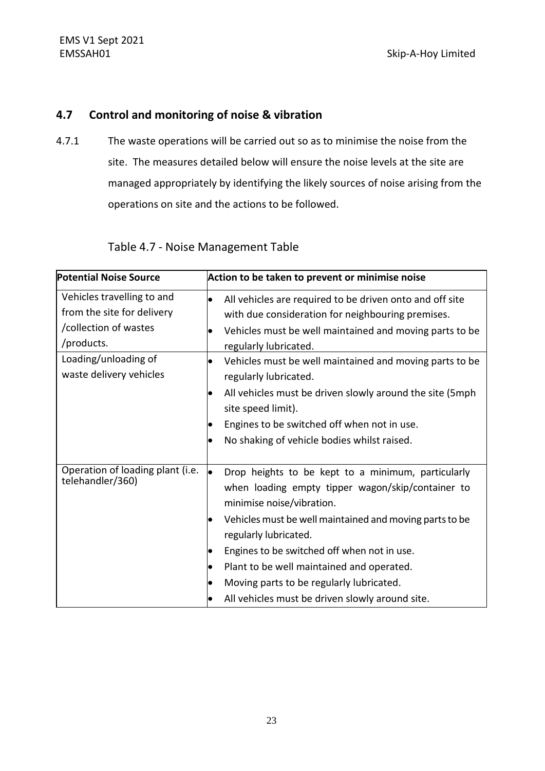## 4.7 Control and monitoring of noise & vibration

4.7.1 The waste operations will be carried out so as to minimise the noise from the site. The measures detailed below will ensure the noise levels at the site are managed appropriately by identifying the likely sources of noise arising from the operations on site and the actions to be followed.

Table 4.7 - Noise Management Table

| **Potential Noise Source** | **Action to be taken to prevent or minimise noise** |
|---|---|
| Vehicles travelling to and from the site for delivery /collection of wastes /products. | • All vehicles are required to be driven onto and off site with due consideration for neighbouring premises.<br>• Vehicles must be well maintained and moving parts to be regularly lubricated. |
| Loading/unloading of waste delivery vehicles | • Vehicles must be well maintained and moving parts to be regularly lubricated.<br>• All vehicles must be driven slowly around the site (5mph site speed limit).<br>• Engines to be switched off when not in use.<br>• No shaking of vehicle bodies whilst raised. |
| Operation of loading plant (i.e. telehandler/360) | • Drop heights to be kept to a minimum, particularly when loading empty tipper wagon/skip/container to minimise noise/vibration.<br>• Vehicles must be well maintained and moving parts to be regularly lubricated.<br>• Engines to be switched off when not in use.<br>• Plant to be well maintained and operated.<br>• Moving parts to be regularly lubricated.<br>• All vehicles must be driven slowly around site. |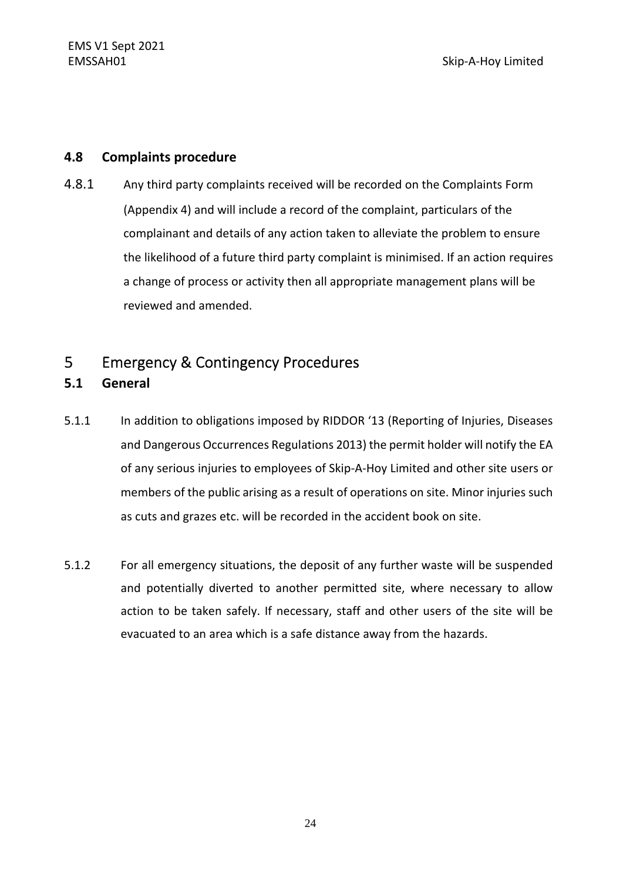### 4.8 Complaints procedure

4.8.1 Any third party complaints received will be recorded on the Complaints Form (Appendix 4) and will include a record of the complaint, particulars of the complainant and details of any action taken to alleviate the problem to ensure the likelihood of a future third party complaint is minimised. If an action requires a change of process or activity then all appropriate management plans will be reviewed and amended.

## 5 Emergency & Contingency Procedures

### 5.1 General

5.1.1 In addition to obligations imposed by RIDDOR '13 (Reporting of Injuries, Diseases and Dangerous Occurrences Regulations 2013) the permit holder will notify the EA of any serious injuries to employees of Skip-A-Hoy Limited and other site users or members of the public arising as a result of operations on site. Minor injuries such as cuts and grazes etc. will be recorded in the accident book on site.

5.1.2 For all emergency situations, the deposit of any further waste will be suspended and potentially diverted to another permitted site, where necessary to allow action to be taken safely. If necessary, staff and other users of the site will be evacuated to an area which is a safe distance away from the hazards.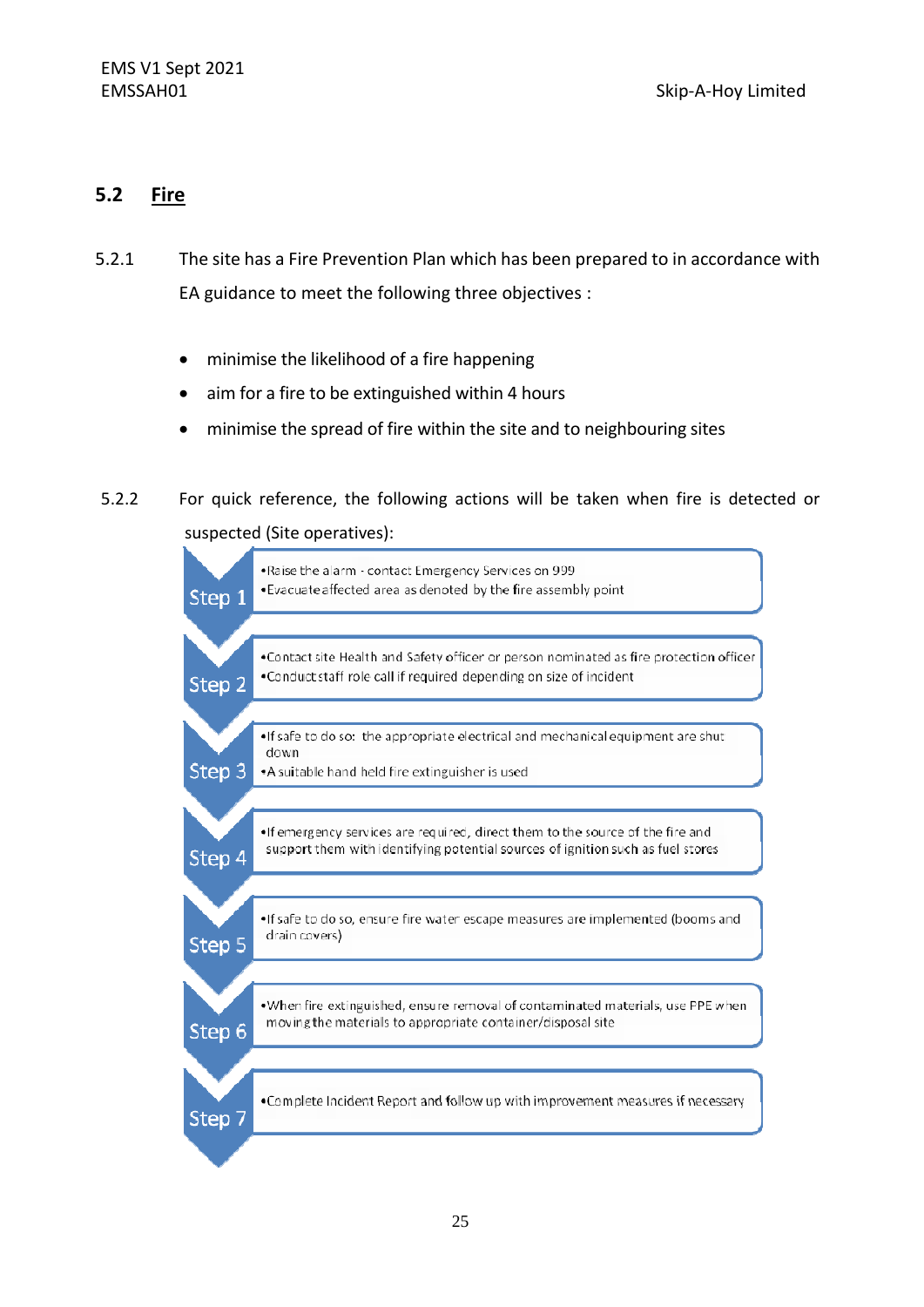## 5.2 Fire

5.2.1 The site has a Fire Prevention Plan which has been prepared to in accordance with EA guidance to meet the following three objectives :

- minimise the likelihood of a fire happening
- aim for a fire to be extinguished within 4 hours
- minimise the spread of fire within the site and to neighbouring sites

5.2.2 For quick reference, the following actions will be taken when fire is detected or suspected (Site operatives):

**Step 1**
- Raise the alarm - contact Emergency Services on 999
- Evacuate affected area as denoted by the fire assembly point

**Step 2**
- Contact site Health and Safety officer or person nominated as fire protection officer
- Conduct staff role call if required depending on size of incident

**Step 3**
- If safe to do so: the appropriate electrical and mechanical equipment are shut down
- A suitable hand held fire extinguisher is used

**Step 4**
- If emergency services are required, direct them to the source of the fire and support them with identifying potential sources of ignition such as fuel stores

**Step 5**
- If safe to do so, ensure fire water escape measures are implemented (booms and drain covers)

**Step 6**
- When fire extinguished, ensure removal of contaminated materials, use PPE when moving the materials to appropriate container/disposal site

**Step 7**
- Complete Incident Report and follow up with improvement measures if necessary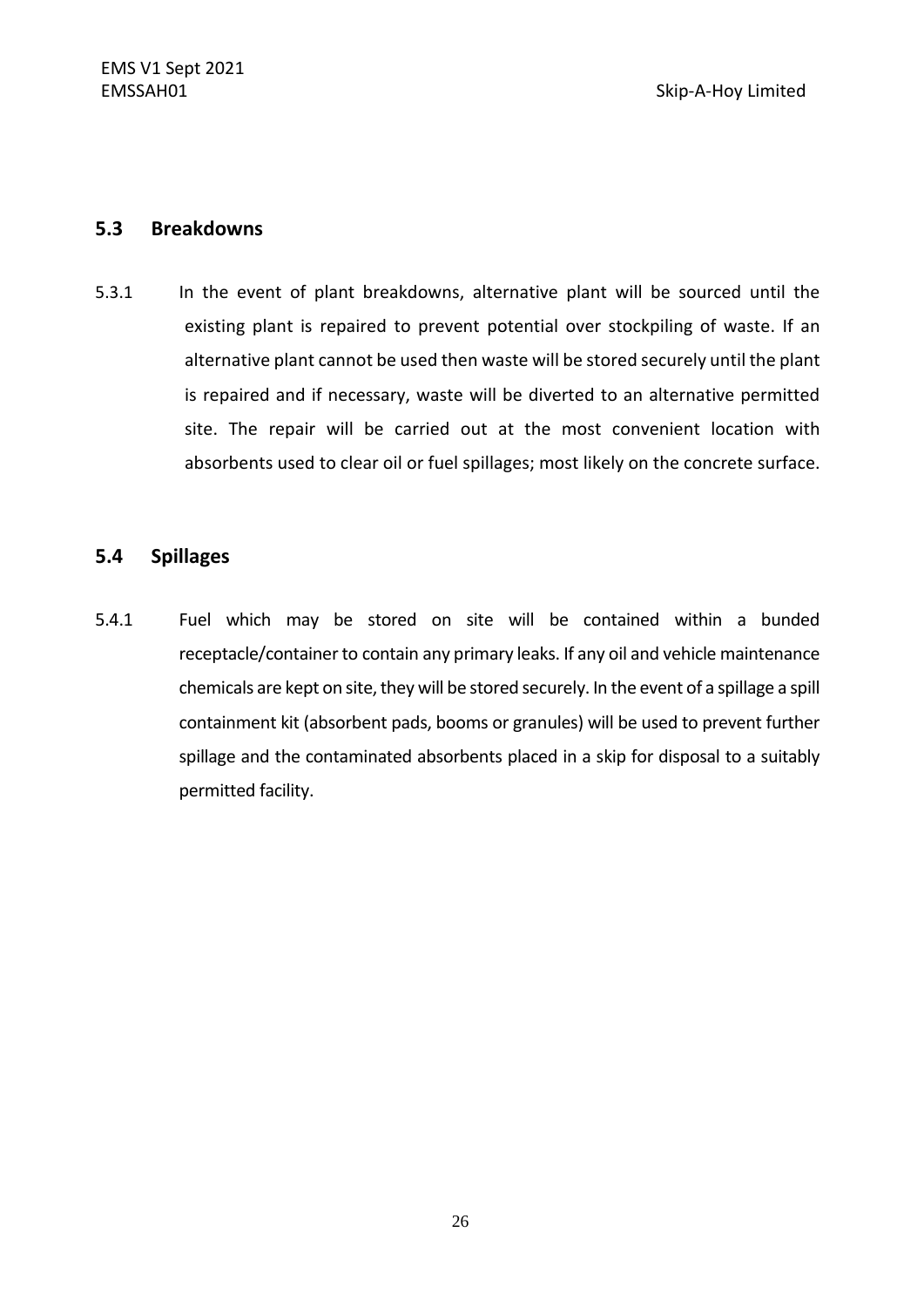## 5.3 Breakdowns

5.3.1 In the event of plant breakdowns, alternative plant will be sourced until the existing plant is repaired to prevent potential over stockpiling of waste. If an alternative plant cannot be used then waste will be stored securely until the plant is repaired and if necessary, waste will be diverted to an alternative permitted site. The repair will be carried out at the most convenient location with absorbents used to clear oil or fuel spillages; most likely on the concrete surface.

## 5.4 Spillages

5.4.1 Fuel which may be stored on site will be contained within a bunded receptacle/container to contain any primary leaks. If any oil and vehicle maintenance chemicals are kept on site, they will be stored securely. In the event of a spillage a spill containment kit (absorbent pads, booms or granules) will be used to prevent further spillage and the contaminated absorbents placed in a skip for disposal to a suitably permitted facility.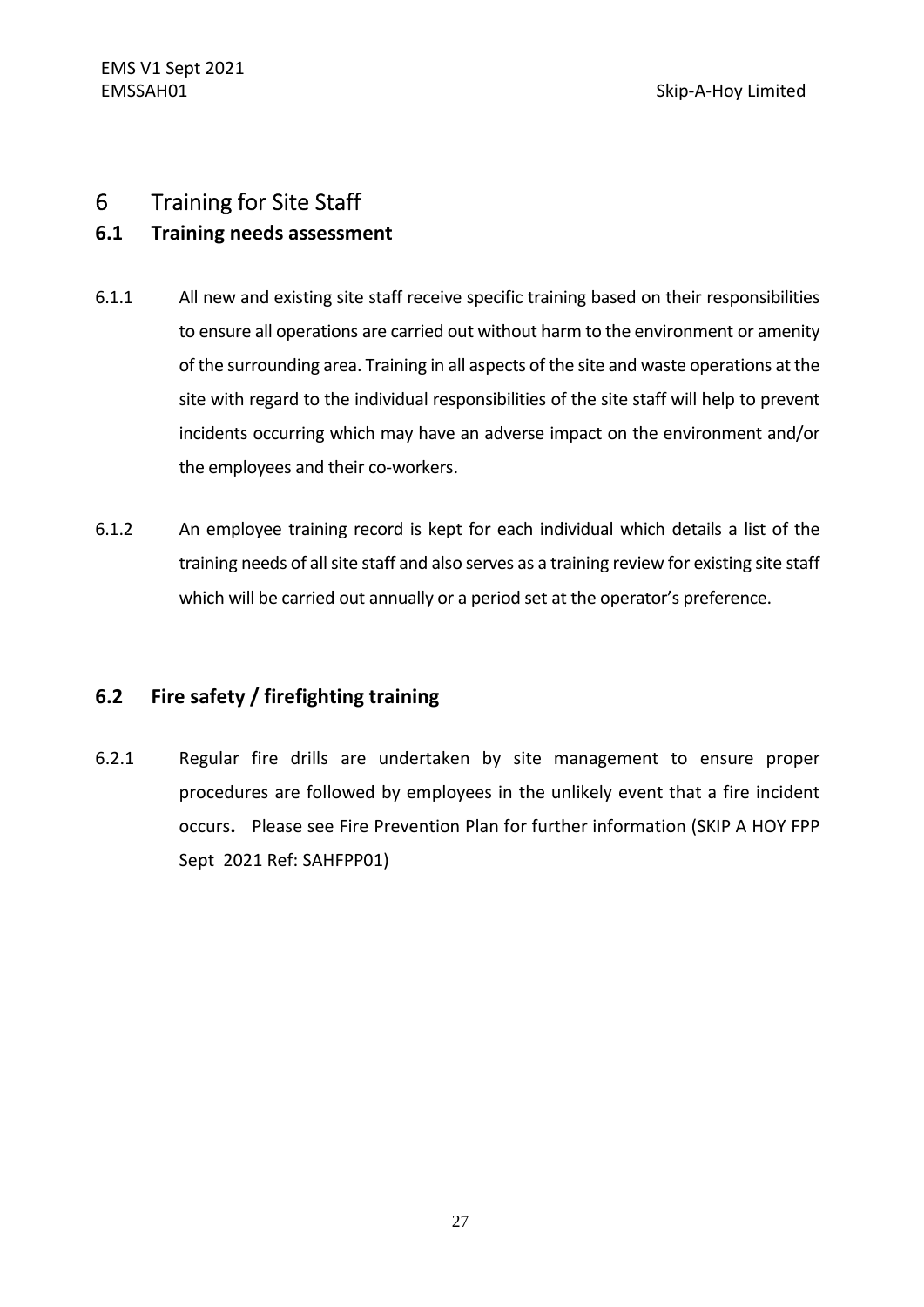# 6 Training for Site Staff

## 6.1 Training needs assessment

6.1.1 All new and existing site staff receive specific training based on their responsibilities to ensure all operations are carried out without harm to the environment or amenity of the surrounding area. Training in all aspects of the site and waste operations at the site with regard to the individual responsibilities of the site staff will help to prevent incidents occurring which may have an adverse impact on the environment and/or the employees and their co-workers.

6.1.2 An employee training record is kept for each individual which details a list of the training needs of all site staff and also serves as a training review for existing site staff which will be carried out annually or a period set at the operator's preference.

## 6.2 Fire safety / firefighting training

6.2.1 Regular fire drills are undertaken by site management to ensure proper procedures are followed by employees in the unlikely event that a fire incident occurs**.** Please see Fire Prevention Plan for further information (SKIP A HOY FPP Sept 2021 Ref: SAHFPP01)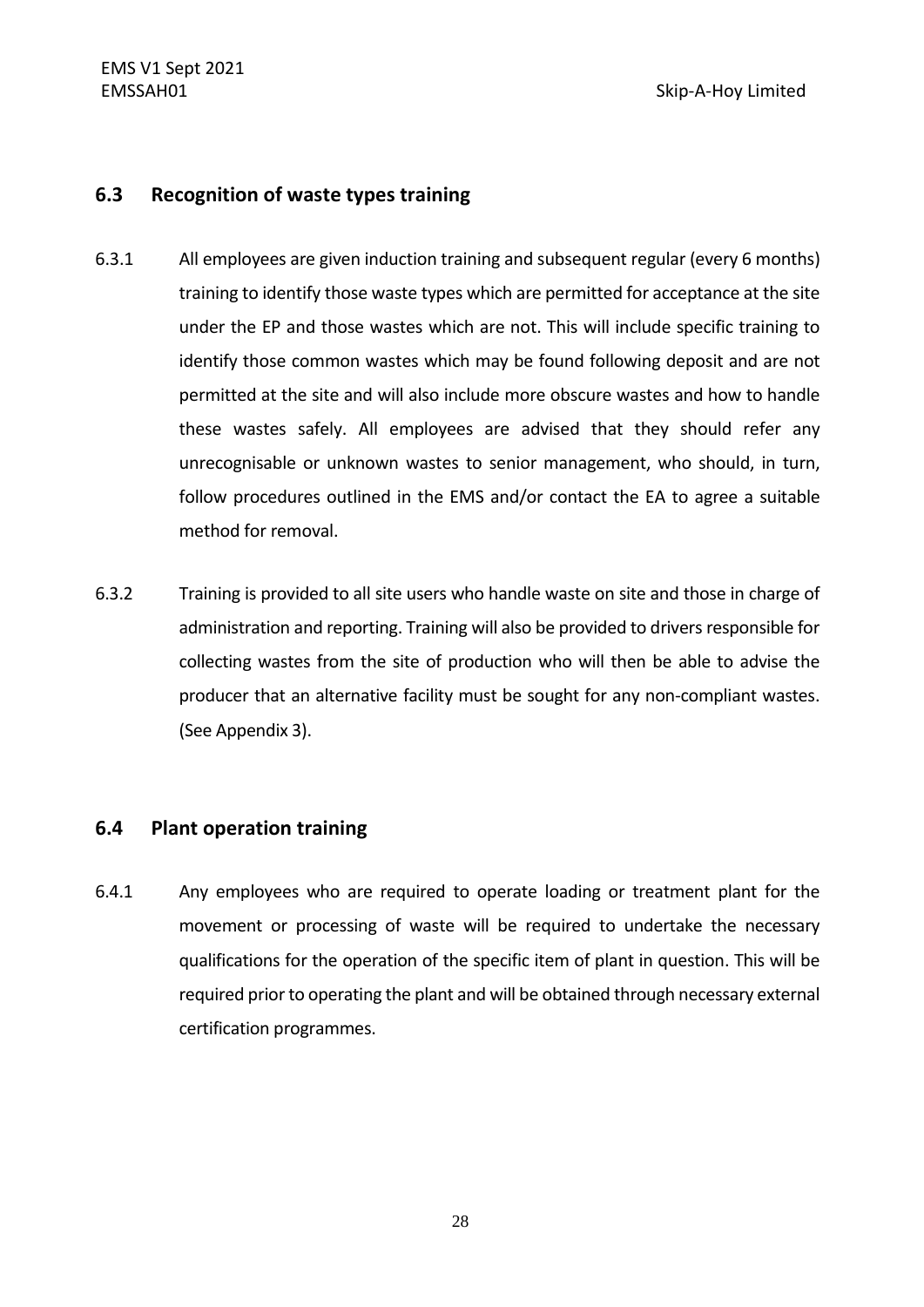## 6.3 Recognition of waste types training

6.3.1 All employees are given induction training and subsequent regular (every 6 months) training to identify those waste types which are permitted for acceptance at the site under the EP and those wastes which are not. This will include specific training to identify those common wastes which may be found following deposit and are not permitted at the site and will also include more obscure wastes and how to handle these wastes safely. All employees are advised that they should refer any unrecognisable or unknown wastes to senior management, who should, in turn, follow procedures outlined in the EMS and/or contact the EA to agree a suitable method for removal.

6.3.2 Training is provided to all site users who handle waste on site and those in charge of administration and reporting. Training will also be provided to drivers responsible for collecting wastes from the site of production who will then be able to advise the producer that an alternative facility must be sought for any non-compliant wastes. (See Appendix 3).

## 6.4 Plant operation training

6.4.1 Any employees who are required to operate loading or treatment plant for the movement or processing of waste will be required to undertake the necessary qualifications for the operation of the specific item of plant in question. This will be required prior to operating the plant and will be obtained through necessary external certification programmes.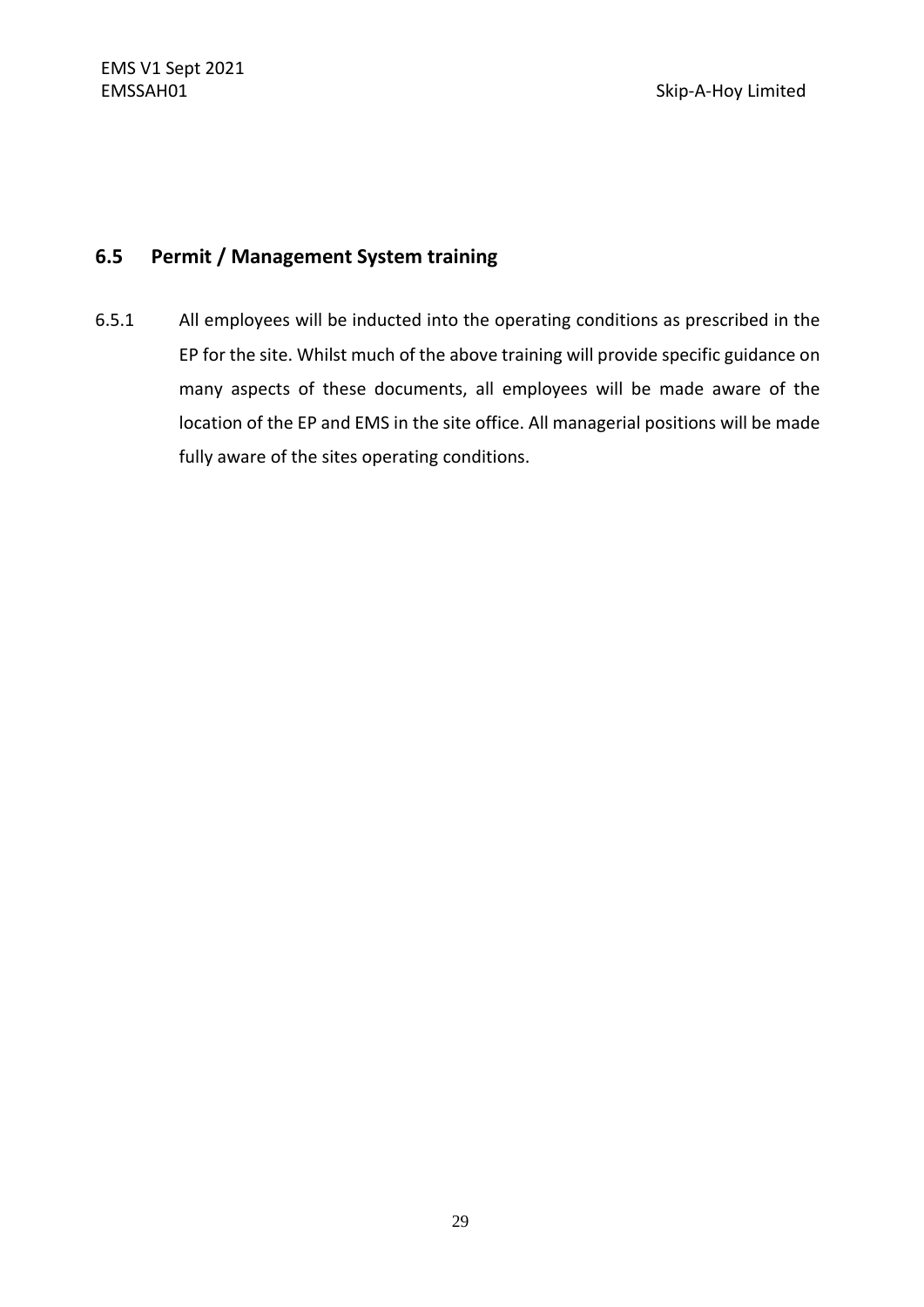## 6.5 Permit / Management System training

6.5.1 All employees will be inducted into the operating conditions as prescribed in the EP for the site. Whilst much of the above training will provide specific guidance on many aspects of these documents, all employees will be made aware of the location of the EP and EMS in the site office. All managerial positions will be made fully aware of the sites operating conditions.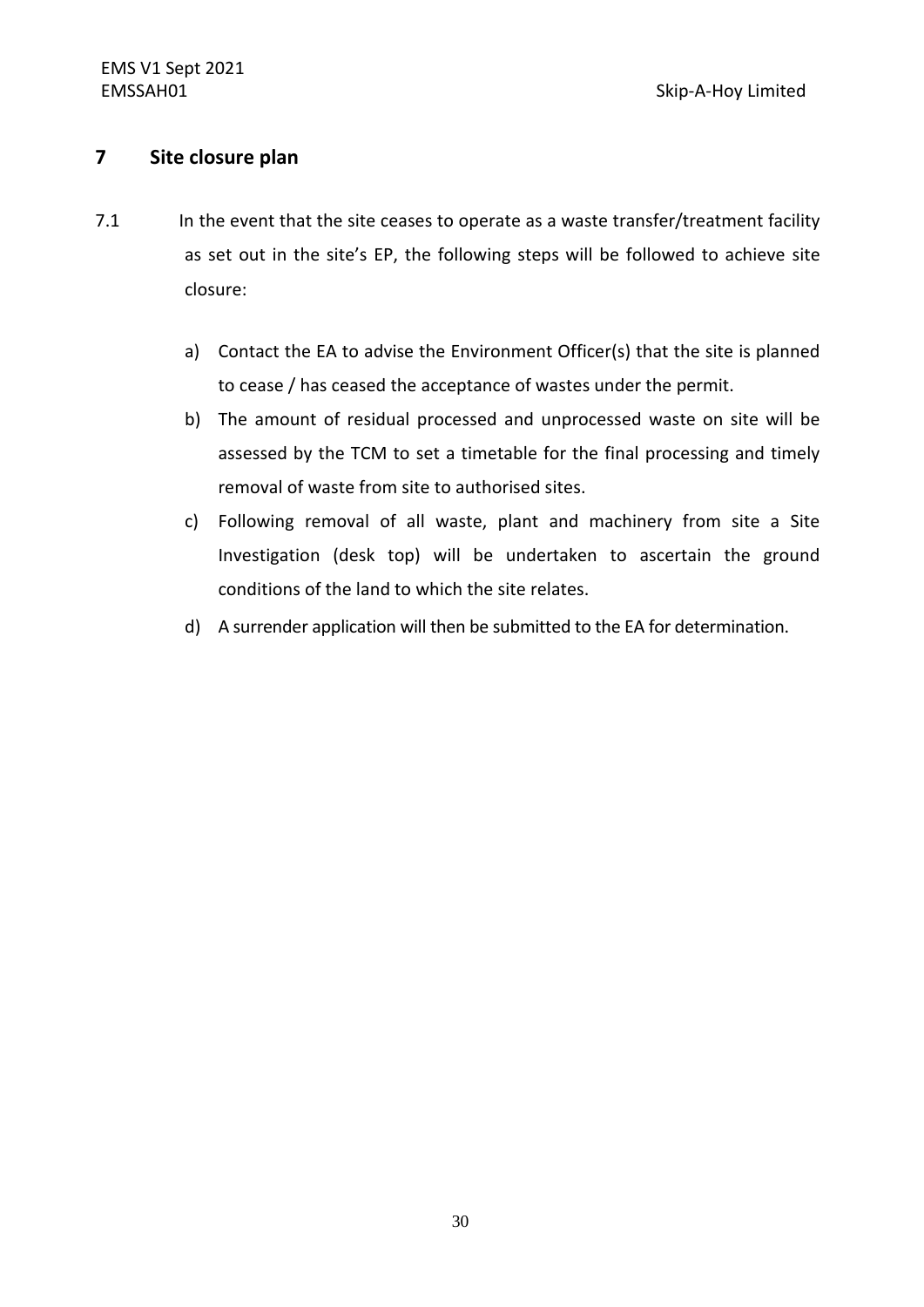## 7 Site closure plan

7.1 In the event that the site ceases to operate as a waste transfer/treatment facility as set out in the site's EP, the following steps will be followed to achieve site closure:

a) Contact the EA to advise the Environment Officer(s) that the site is planned to cease / has ceased the acceptance of wastes under the permit.

b) The amount of residual processed and unprocessed waste on site will be assessed by the TCM to set a timetable for the final processing and timely removal of waste from site to authorised sites.

c) Following removal of all waste, plant and machinery from site a Site Investigation (desk top) will be undertaken to ascertain the ground conditions of the land to which the site relates.

d) A surrender application will then be submitted to the EA for determination.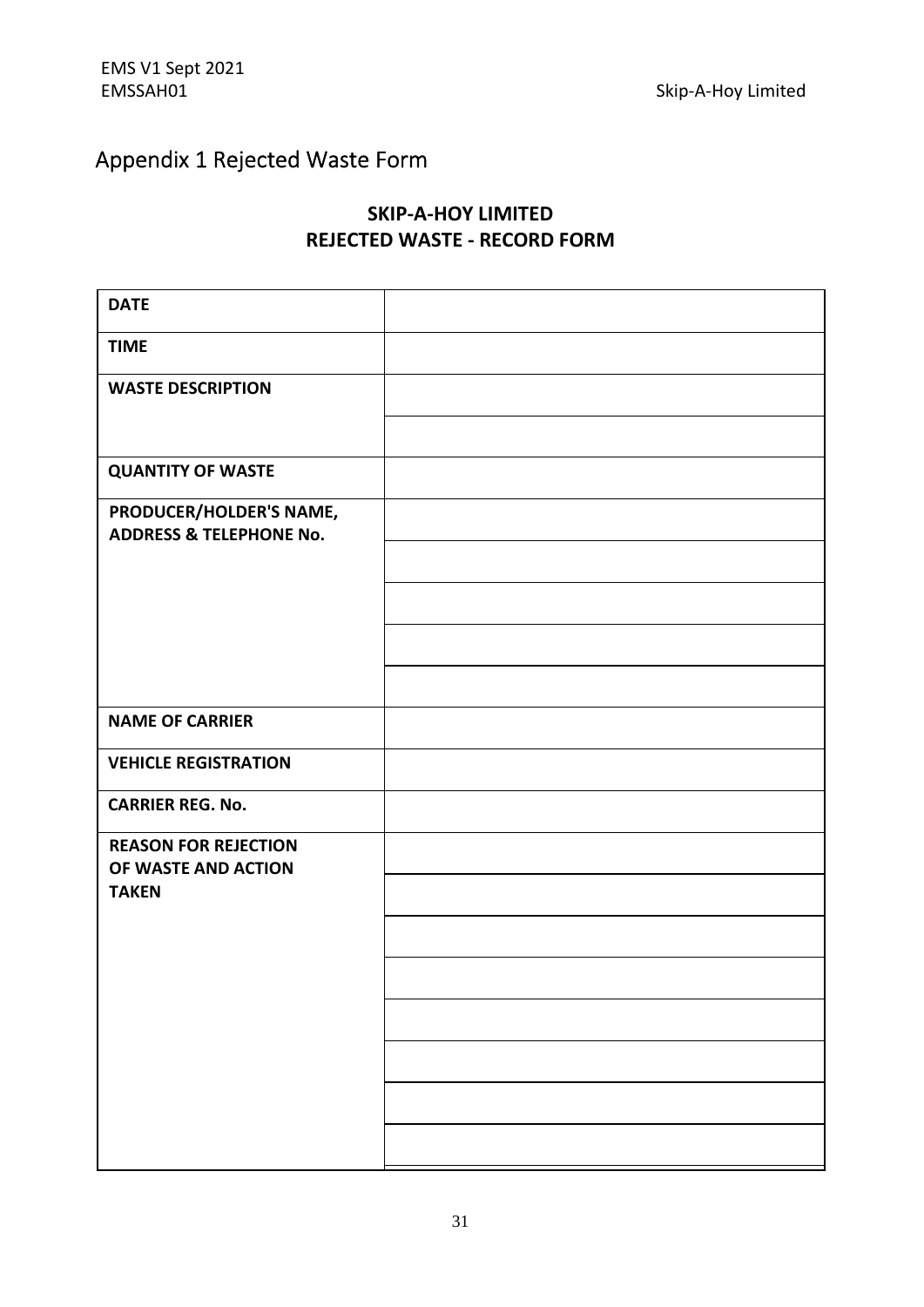# Appendix 1 Rejected Waste Form

**SKIP-A-HOY LIMITED**
**REJECTED WASTE - RECORD FORM**

| | |
|---|---|
| **DATE** | |
| **TIME** | |
| **WASTE DESCRIPTION** | |
| | |
| **QUANTITY OF WASTE** | |
| **PRODUCER/HOLDER'S NAME, ADDRESS & TELEPHONE No.** | |
| | |
| | |
| | |
| | |
| **NAME OF CARRIER** | |
| **VEHICLE REGISTRATION** | |
| **CARRIER REG. No.** | |
| **REASON FOR REJECTION OF WASTE AND ACTION TAKEN** | |
| | |
| | |
| | |
| | |
| | |
| | |
| | |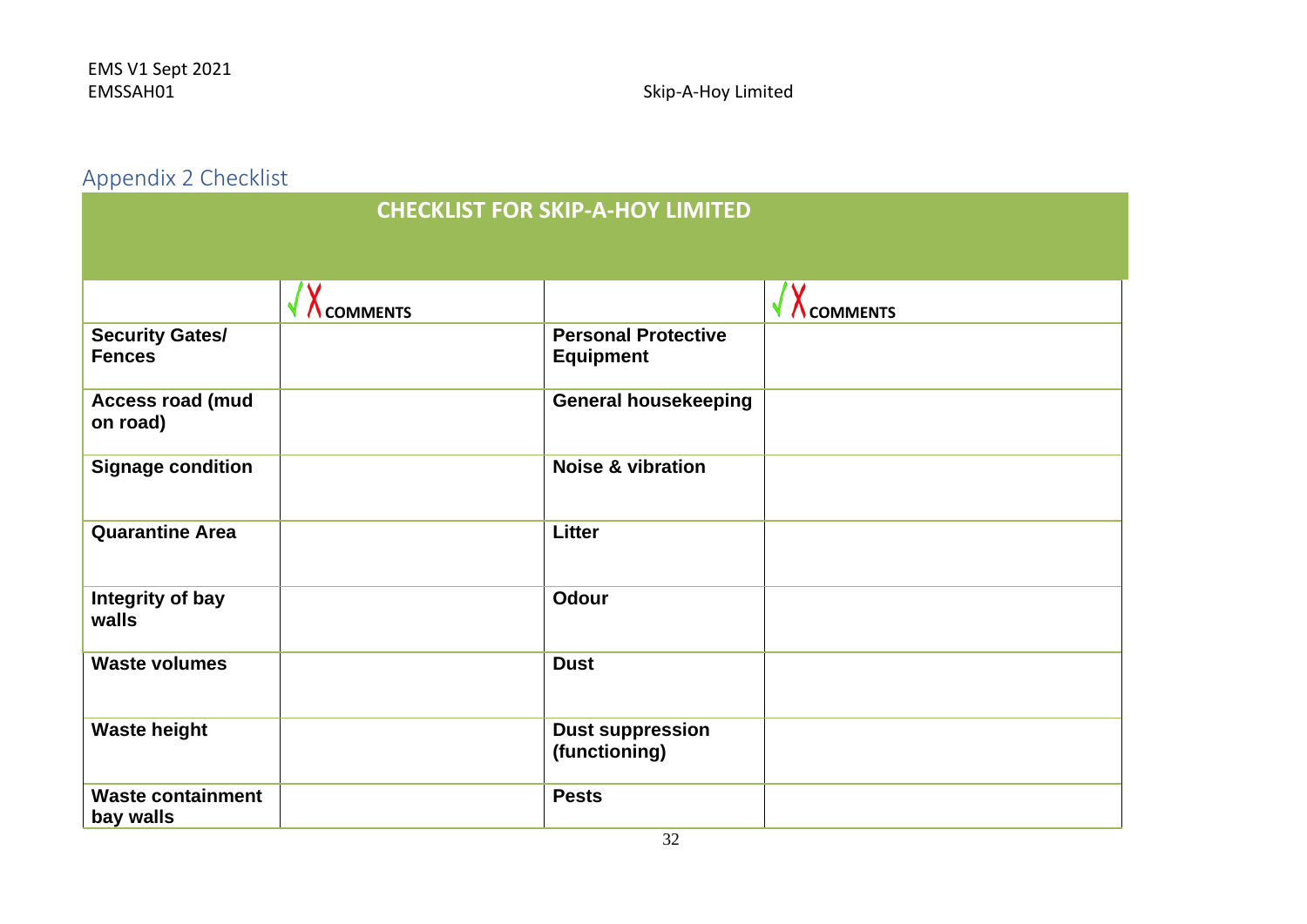## Appendix 2 Checklist

| CHECKLIST FOR SKIP-A-HOY LIMITED | | | |
|---|---|---|---|
| | √X COMMENTS | | √X COMMENTS |
| **Security Gates/ Fences** | | **Personal Protective Equipment** | |
| **Access road (mud on road)** | | **General housekeeping** | |
| **Signage condition** | | **Noise & vibration** | |
| **Quarantine Area** | | **Litter** | |
| **Integrity of bay walls** | | **Odour** | |
| **Waste volumes** | | **Dust** | |
| **Waste height** | | **Dust suppression (functioning)** | |
| **Waste containment bay walls** | | **Pests** | |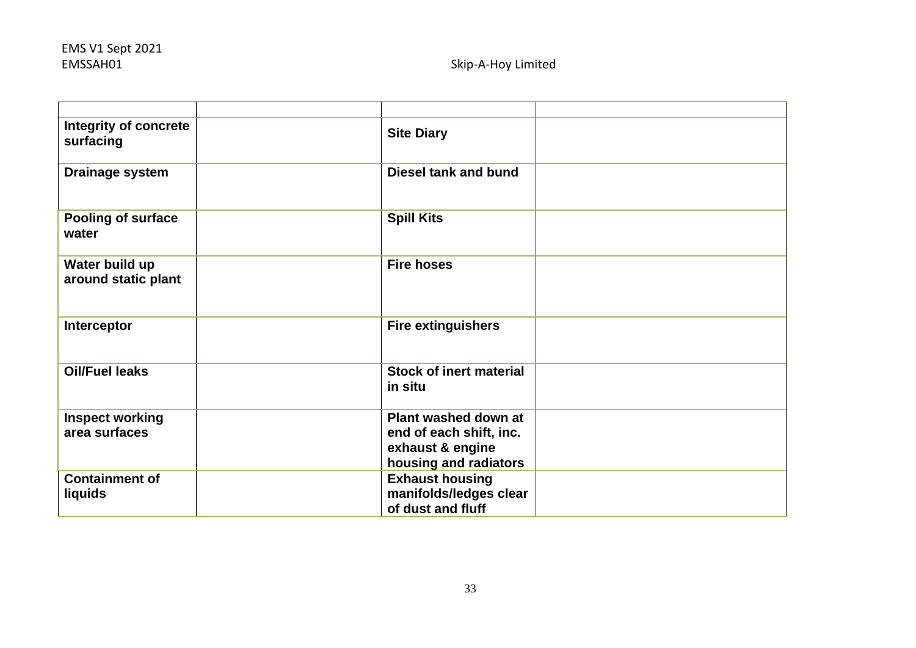| | | | |
|---|---|---|---|
| **Integrity of concrete surfacing** | | **Site Diary** | |
| **Drainage system** | | **Diesel tank and bund** | |
| **Pooling of surface water** | | **Spill Kits** | |
| **Water build up around static plant** | | **Fire hoses** | |
| **Interceptor** | | **Fire extinguishers** | |
| **Oil/Fuel leaks** | | **Stock of inert material in situ** | |
| **Inspect working area surfaces** | | **Plant washed down at end of each shift, inc. exhaust & engine housing and radiators** | |
| **Containment of liquids** | | **Exhaust housing manifolds/ledges clear of dust and fluff** | |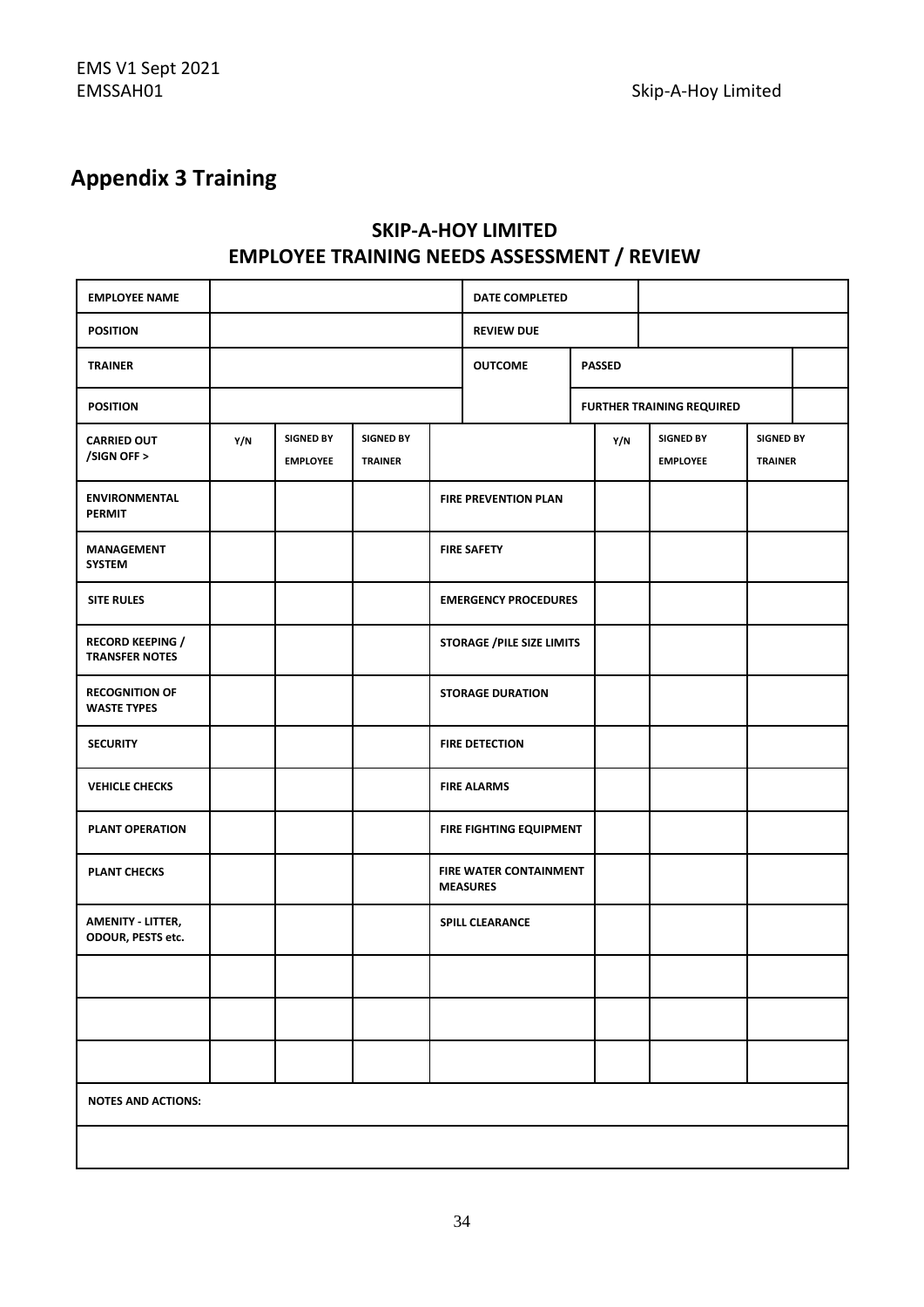## Appendix 3 Training

**SKIP-A-HOY LIMITED**
**EMPLOYEE TRAINING NEEDS ASSESSMENT / REVIEW**

| EMPLOYEE NAME | | | | DATE COMPLETED | | | |
|---|---|---|---|---|---|---|---|
| POSITION | | | | REVIEW DUE | | | |
| TRAINER | | | | OUTCOME | PASSED | | |
| POSITION | | | | | FURTHER TRAINING REQUIRED | | |
| CARRIED OUT /SIGN OFF > | Y/N | SIGNED BY EMPLOYEE | SIGNED BY TRAINER | | Y/N | SIGNED BY EMPLOYEE | SIGNED BY TRAINER |
| ENVIRONMENTAL PERMIT | | | | FIRE PREVENTION PLAN | | | |
| MANAGEMENT SYSTEM | | | | FIRE SAFETY | | | |
| SITE RULES | | | | EMERGENCY PROCEDURES | | | |
| RECORD KEEPING / TRANSFER NOTES | | | | STORAGE /PILE SIZE LIMITS | | | |
| RECOGNITION OF WASTE TYPES | | | | STORAGE DURATION | | | |
| SECURITY | | | | FIRE DETECTION | | | |
| VEHICLE CHECKS | | | | FIRE ALARMS | | | |
| PLANT OPERATION | | | | FIRE FIGHTING EQUIPMENT | | | |
| PLANT CHECKS | | | | FIRE WATER CONTAINMENT MEASURES | | | |
| AMENITY - LITTER, ODOUR, PESTS etc. | | | | SPILL CLEARANCE | | | |
| | | | | | | | |
| | | | | | | | |
| | | | | | | | |
| NOTES AND ACTIONS: | | | | | | | |
| | | | | | | | |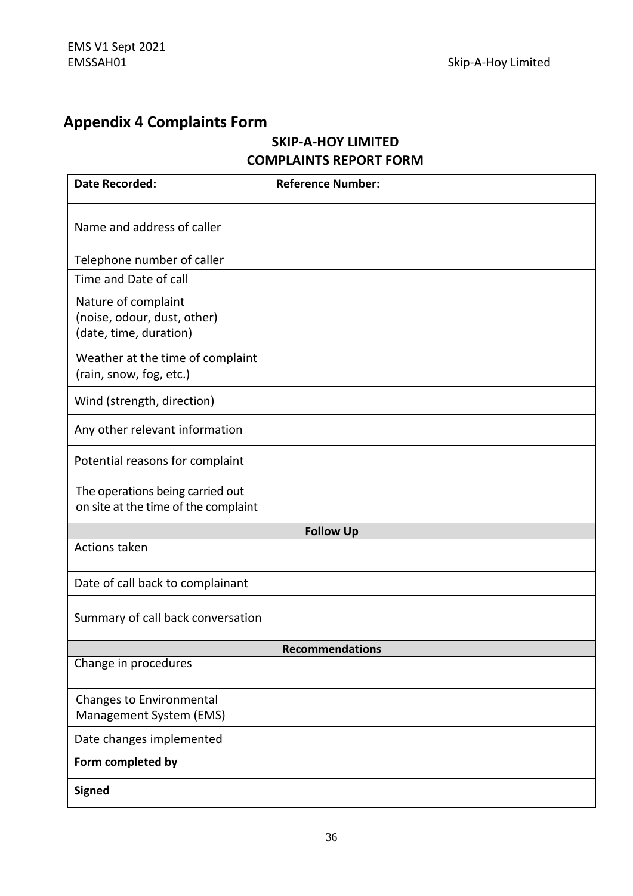## Appendix 4 Complaints Form

**SKIP-A-HOY LIMITED**
**COMPLAINTS REPORT FORM**

| **Date Recorded:** | **Reference Number:** |
|---|---|
| Name and address of caller | |
| Telephone number of caller | |
| Time and Date of call | |
| Nature of complaint (noise, odour, dust, other) (date, time, duration) | |
| Weather at the time of complaint (rain, snow, fog, etc.) | |
| Wind (strength, direction) | |
| Any other relevant information | |
| Potential reasons for complaint | |
| The operations being carried out on site at the time of the complaint | |
| **Follow Up** | |
| Actions taken | |
| Date of call back to complainant | |
| Summary of call back conversation | |
| **Recommendations** | |
| Change in procedures | |
| Changes to Environmental Management System (EMS) | |
| Date changes implemented | |
| **Form completed by** | |
| **Signed** | |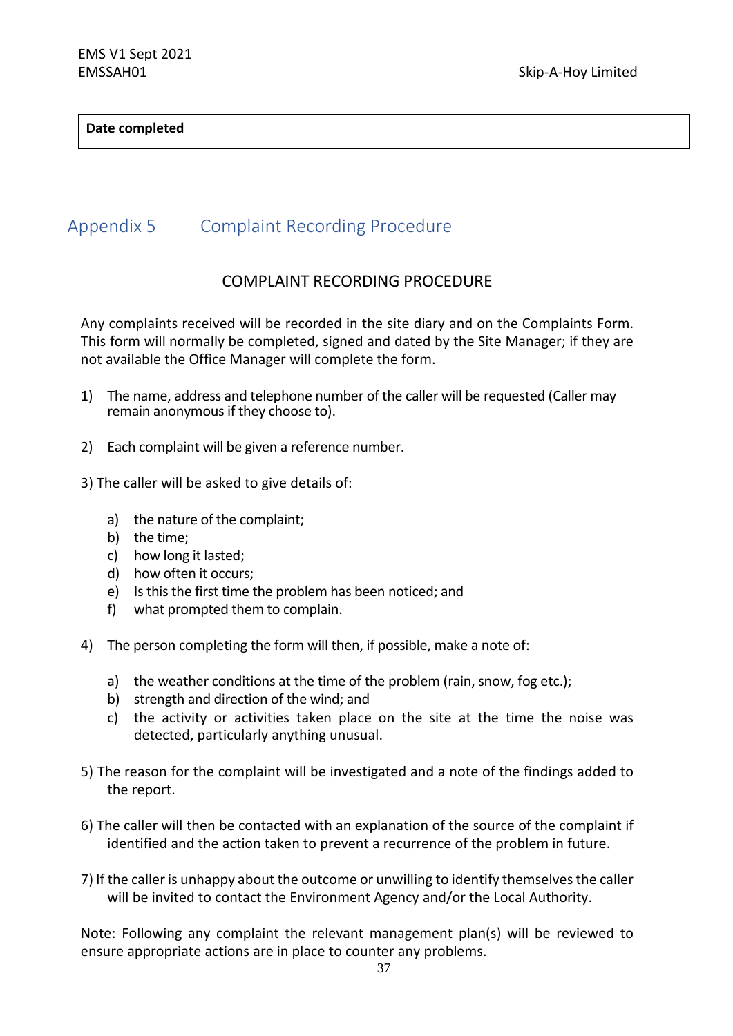| | |
|---|---|
| **Date completed** | |

## Appendix 5 Complaint Recording Procedure

### COMPLAINT RECORDING PROCEDURE

Any complaints received will be recorded in the site diary and on the Complaints Form. This form will normally be completed, signed and dated by the Site Manager; if they are not available the Office Manager will complete the form.

1) The name, address and telephone number of the caller will be requested (Caller may remain anonymous if they choose to).

2) Each complaint will be given a reference number.

3) The caller will be asked to give details of:

   a) the nature of the complaint;
   b) the time;
   c) how long it lasted;
   d) how often it occurs;
   e) Is this the first time the problem has been noticed; and
   f) what prompted them to complain.

4) The person completing the form will then, if possible, make a note of:

   a) the weather conditions at the time of the problem (rain, snow, fog etc.);
   b) strength and direction of the wind; and
   c) the activity or activities taken place on the site at the time the noise was detected, particularly anything unusual.

5) The reason for the complaint will be investigated and a note of the findings added to the report.

6) The caller will then be contacted with an explanation of the source of the complaint if identified and the action taken to prevent a recurrence of the problem in future.

7) If the caller is unhappy about the outcome or unwilling to identify themselves the caller will be invited to contact the Environment Agency and/or the Local Authority.

Note: Following any complaint the relevant management plan(s) will be reviewed to ensure appropriate actions are in place to counter any problems.